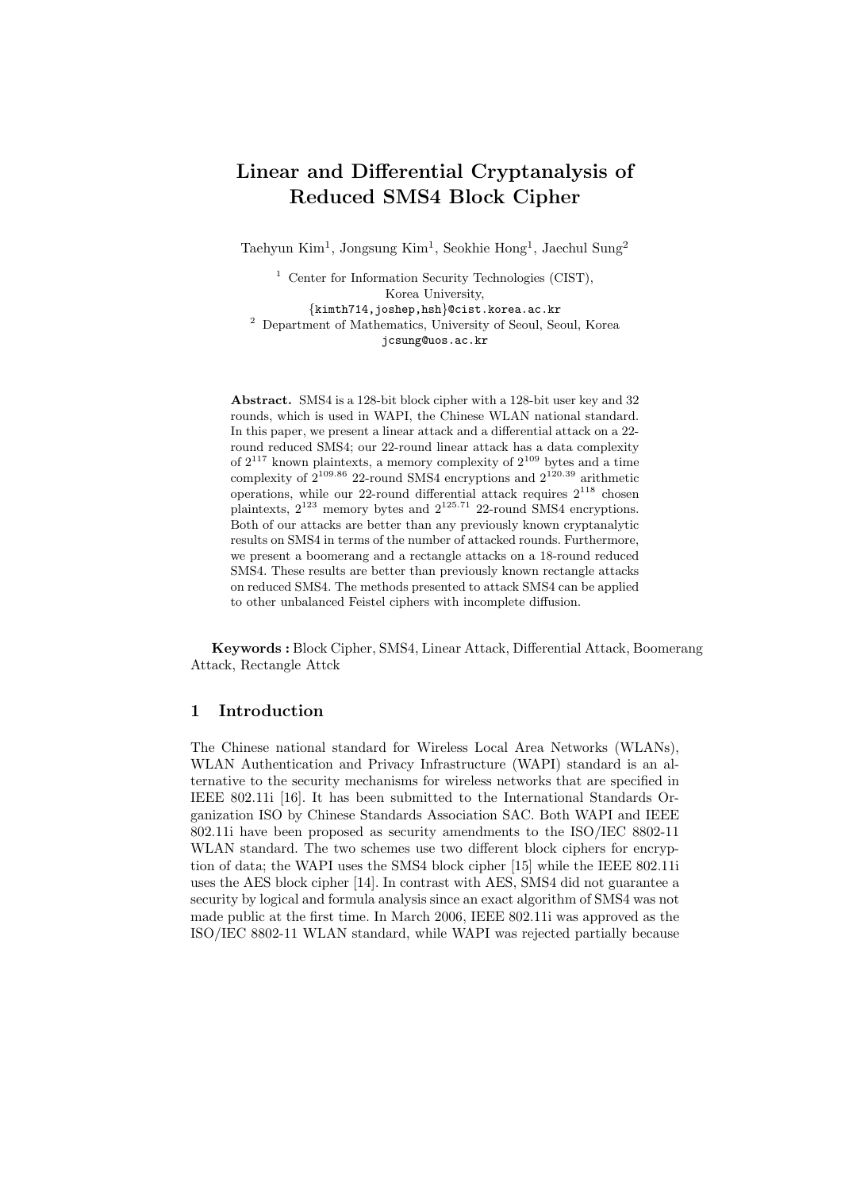// Linear and Differential Cryptanalysis of Reduced SMS4 Block Cipher

# Linear and Differential Cryptanalysis of Reduced SMS4 Block Cipher

Taehyun Kim[1], Jongsung Kim[1], Seokhie Hong[1], Jaechul Sung[2]

[1] Center for Information Security Technologies (CIST), Korea University, {kimth714,joshep,hsh}@cist.korea.ac.kr

[2] Department of Mathematics, University of Seoul, Seoul, Korea jcsung@uos.ac.kr

**Abstract.** SMS4 is a 128-bit block cipher with a 128-bit user key and 32 rounds, which is used in WAPI, the Chinese WLAN national standard. In this paper, we present a linear attack and a differential attack on a 22-round reduced SMS4; our 22-round linear attack has a data complexity of $2^{117}$ known plaintexts, a memory complexity of $2^{109}$ bytes and a time complexity of $2^{109.86}$ 22-round SMS4 encryptions and $2^{120.39}$ arithmetic operations, while our 22-round differential attack requires $2^{118}$ chosen plaintexts, $2^{123}$ memory bytes and $2^{125.71}$ 22-round SMS4 encryptions. Both of our attacks are better than any previously known cryptanalytic results on SMS4 in terms of the number of attacked rounds. Furthermore, we present a boomerang and a rectangle attacks on a 18-round reduced SMS4. These results are better than previously known rectangle attacks on reduced SMS4. The methods presented to attack SMS4 can be applied to other unbalanced Feistel ciphers with incomplete diffusion.

**Keywords :** Block Cipher, SMS4, Linear Attack, Differential Attack, Boomerang Attack, Rectangle Attck

## 1 Introduction

The Chinese national standard for Wireless Local Area Networks (WLANs), WLAN Authentication and Privacy Infrastructure (WAPI) standard is an alternative to the security mechanisms for wireless networks that are specified in IEEE 802.11i [16]. It has been submitted to the International Standards Organization ISO by Chinese Standards Association SAC. Both WAPI and IEEE 802.11i have been proposed as security amendments to the ISO/IEC 8802-11 WLAN standard. The two schemes use two different block ciphers for encryption of data; the WAPI uses the SMS4 block cipher [15] while the IEEE 802.11i uses the AES block cipher [14]. In contrast with AES, SMS4 did not guarantee a security by logical and formula analysis since an exact algorithm of SMS4 was not made public at the first time. In March 2006, IEEE 802.11i was approved as the ISO/IEC 8802-11 WLAN standard, while WAPI was rejected partially because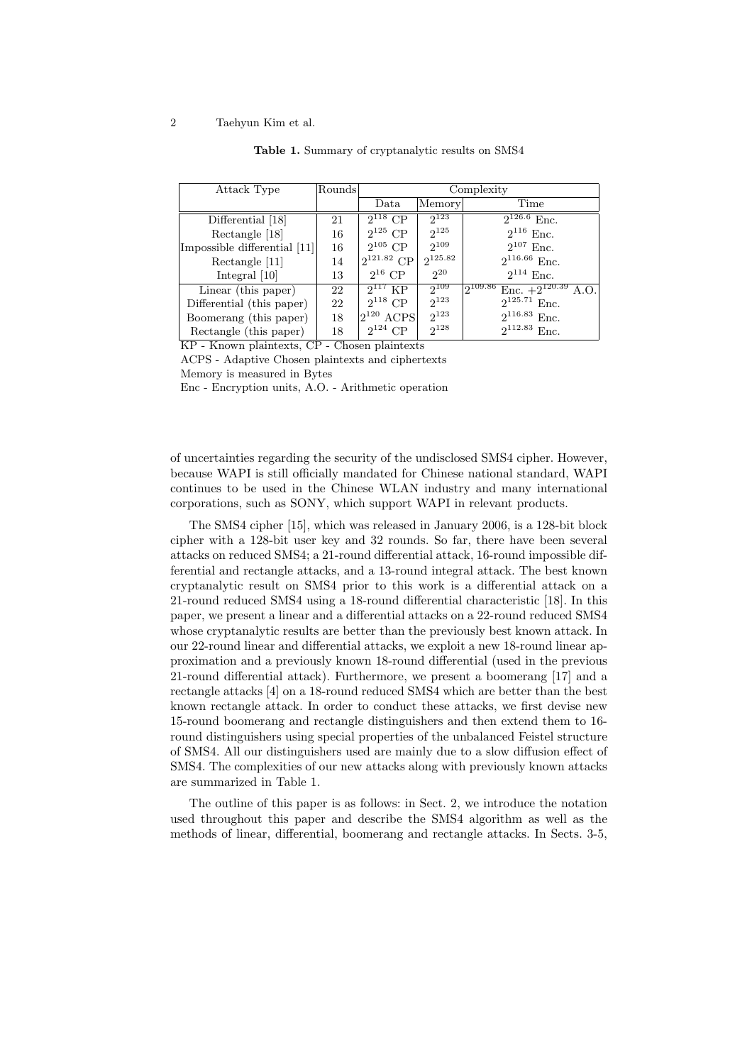**Table 1.** Summary of cryptanalytic results on SMS4

| Attack Type | Rounds | Complexity | | |
|---|---|---|---|---|
| | | Data | Memory | Time |
| Differential [18] | 21 | $2^{118}$ CP | $2^{123}$ | $2^{126.6}$ Enc. |
| Rectangle [18] | 16 | $2^{125}$ CP | $2^{125}$ | $2^{116}$ Enc. |
| Impossible differential [11] | 16 | $2^{105}$ CP | $2^{109}$ | $2^{107}$ Enc. |
| Rectangle [11] | 14 | $2^{121.82}$ CP | $2^{125.82}$ | $2^{116.66}$ Enc. |
| Integral [10] | 13 | $2^{16}$ CP | $2^{20}$ | $2^{114}$ Enc. |
| Linear (this paper) | 22 | $2^{117}$ KP | $2^{109}$ | $2^{109.86}$ Enc. $+2^{120.39}$ A.O. |
| Differential (this paper) | 22 | $2^{118}$ CP | $2^{123}$ | $2^{125.71}$ Enc. |
| Boomerang (this paper) | 18 | $2^{120}$ ACPS | $2^{123}$ | $2^{116.83}$ Enc. |
| Rectangle (this paper) | 18 | $2^{124}$ CP | $2^{128}$ | $2^{112.83}$ Enc. |

KP - Known plaintexts, CP - Chosen plaintexts

ACPS - Adaptive Chosen plaintexts and ciphertexts

Memory is measured in Bytes

Enc - Encryption units, A.O. - Arithmetic operation

of uncertainties regarding the security of the undisclosed SMS4 cipher. However, because WAPI is still officially mandated for Chinese national standard, WAPI continues to be used in the Chinese WLAN industry and many international corporations, such as SONY, which support WAPI in relevant products.

The SMS4 cipher [15], which was released in January 2006, is a 128-bit block cipher with a 128-bit user key and 32 rounds. So far, there have been several attacks on reduced SMS4; a 21-round differential attack, 16-round impossible differential and rectangle attacks, and a 13-round integral attack. The best known cryptanalytic result on SMS4 prior to this work is a differential attack on a 21-round reduced SMS4 using a 18-round differential characteristic [18]. In this paper, we present a linear and a differential attacks on a 22-round reduced SMS4 whose cryptanalytic results are better than the previously best known attack. In our 22-round linear and differential attacks, we exploit a new 18-round linear approximation and a previously known 18-round differential (used in the previous 21-round differential attack). Furthermore, we present a boomerang [17] and a rectangle attacks [4] on a 18-round reduced SMS4 which are better than the best known rectangle attack. In order to conduct these attacks, we first devise new 15-round boomerang and rectangle distinguishers and then extend them to 16-round distinguishers using special properties of the unbalanced Feistel structure of SMS4. All our distinguishers used are mainly due to a slow diffusion effect of SMS4. The complexities of our new attacks along with previously known attacks are summarized in Table 1.

The outline of this paper is as follows: in Sect. 2, we introduce the notation used throughout this paper and describe the SMS4 algorithm as well as the methods of linear, differential, boomerang and rectangle attacks. In Sects. 3-5,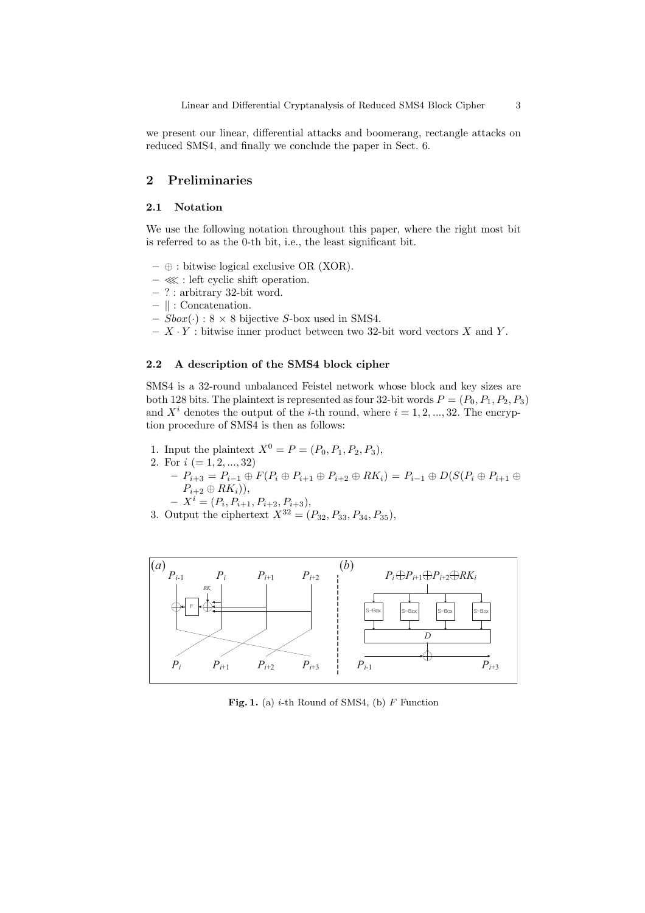we present our linear, differential attacks and boomerang, rectangle attacks on reduced SMS4, and finally we conclude the paper in Sect. 6.

## 2 Preliminaries

### 2.1 Notation

We use the following notation throughout this paper, where the right most bit is referred to as the 0-th bit, i.e., the least significant bit.

- $\oplus$ : bitwise logical exclusive OR (XOR).
- $\lll$ : left cyclic shift operation.
- ? : arbitrary 32-bit word.
- $\|$ : Concatenation.
- $Sbox(\cdot)$ : $8 \times 8$ bijective $S$-box used in SMS4.
- $X \cdot Y$ : bitwise inner product between two 32-bit word vectors $X$ and $Y$.

### 2.2 A description of the SMS4 block cipher

SMS4 is a 32-round unbalanced Feistel network whose block and key sizes are both 128 bits. The plaintext is represented as four 32-bit words $P = (P_0, P_1, P_2, P_3)$ and $X^i$ denotes the output of the $i$-th round, where $i = 1, 2, ..., 32$. The encryption procedure of SMS4 is then as follows:

1. Input the plaintext $X^0 = P = (P_0, P_1, P_2, P_3)$,
2. For $i$ $(= 1, 2, ..., 32)$
   - $P_{i+3} = P_{i-1} \oplus F(P_i \oplus P_{i+1} \oplus P_{i+2} \oplus RK_i) = P_{i-1} \oplus D(S(P_i \oplus P_{i+1} \oplus P_{i+2} \oplus RK_i))$,
   - $X^i = (P_i, P_{i+1}, P_{i+2}, P_{i+3})$,
3. Output the ciphertext $X^{32} = (P_{32}, P_{33}, P_{34}, P_{35})$,

**Fig. 1.** (a) $i$-th Round of SMS4, (b) $F$ Function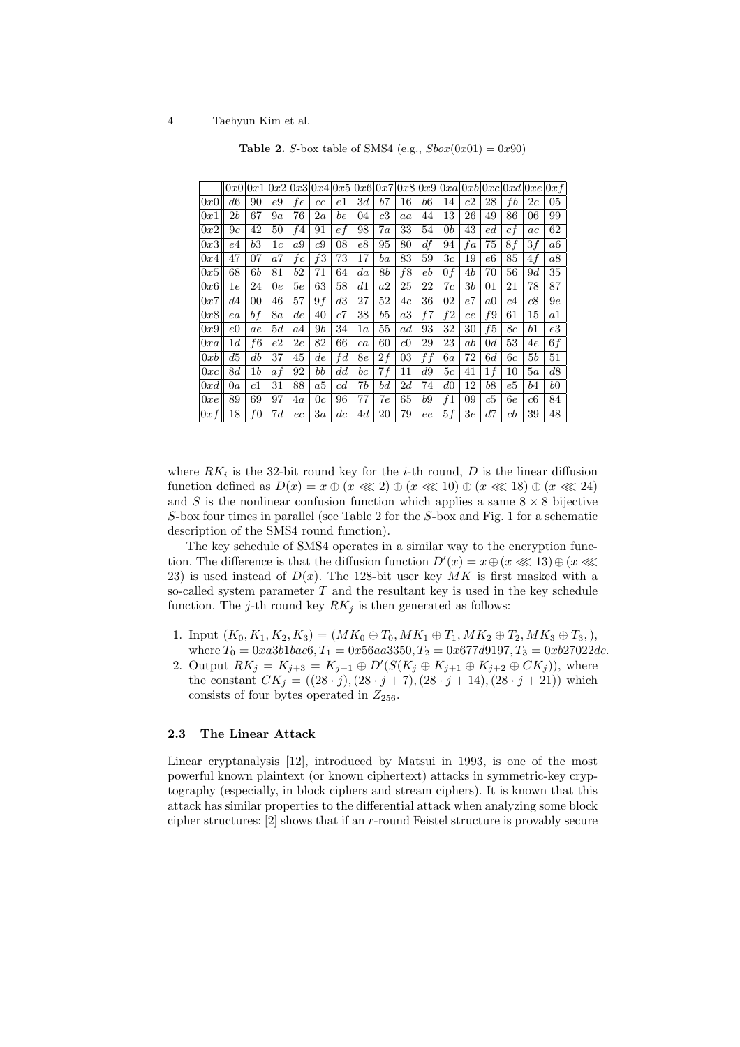**Table 2.** $S$-box table of SMS4 (e.g., $Sbox(0x01) = 0x90$)

| | $0x0$ | $0x1$ | $0x2$ | $0x3$ | $0x4$ | $0x5$ | $0x6$ | $0x7$ | $0x8$ | $0x9$ | $0xa$ | $0xb$ | $0xc$ | $0xd$ | $0xe$ | $0xf$ |
|---|---|---|---|---|---|---|---|---|---|---|---|---|---|---|---|---|
| $0x0$ | $d6$ | 90 | $e9$ | $fe$ | $cc$ | $e1$ | $3d$ | $b7$ | 16 | $b6$ | 14 | $c2$ | 28 | $fb$ | $2c$ | 05 |
| $0x1$ | $2b$ | 67 | $9a$ | 76 | $2a$ | $be$ | 04 | $c3$ | $aa$ | 44 | 13 | 26 | 49 | 86 | 06 | 99 |
| $0x2$ | $9c$ | 42 | 50 | $f4$ | 91 | $ef$ | 98 | $7a$ | 33 | 54 | $0b$ | 43 | $ed$ | $cf$ | $ac$ | 62 |
| $0x3$ | $e4$ | $b3$ | $1c$ | $a9$ | $c9$ | 08 | $e8$ | 95 | 80 | $df$ | 94 | $fa$ | 75 | $8f$ | $3f$ | $a6$ |
| $0x4$ | 47 | 07 | $a7$ | $fc$ | $f3$ | 73 | 17 | $ba$ | 83 | 59 | $3c$ | 19 | $e6$ | 85 | $4f$ | $a8$ |
| $0x5$ | 68 | $6b$ | 81 | $b2$ | 71 | 64 | $da$ | $8b$ | $f8$ | $eb$ | $0f$ | $4b$ | 70 | 56 | $9d$ | 35 |
| $0x6$ | $1e$ | 24 | $0e$ | $5e$ | 63 | 58 | $d1$ | $a2$ | 25 | 22 | $7c$ | $3b$ | 01 | 21 | 78 | 87 |
| $0x7$ | $d4$ | 00 | 46 | 57 | $9f$ | $d3$ | 27 | 52 | $4c$ | 36 | 02 | $e7$ | $a0$ | $c4$ | $c8$ | $9e$ |
| $0x8$ | $ea$ | $bf$ | $8a$ | $de$ | 40 | $c7$ | 38 | $b5$ | $a3$ | $f7$ | $f2$ | $ce$ | $f9$ | 61 | 15 | $a1$ |
| $0x9$ | $e0$ | $ae$ | $5d$ | $a4$ | $9b$ | 34 | $1a$ | 55 | $ad$ | 93 | 32 | 30 | $f5$ | $8c$ | $b1$ | $e3$ |
| $0xa$ | $1d$ | $f6$ | $e2$ | $2e$ | 82 | 66 | $ca$ | 60 | $c0$ | 29 | 23 | $ab$ | $0d$ | 53 | $4e$ | $6f$ |
| $0xb$ | $d5$ | $db$ | 37 | 45 | $de$ | $fd$ | $8e$ | $2f$ | 03 | $ff$ | $6a$ | 72 | $6d$ | $6c$ | $5b$ | 51 |
| $0xc$ | $8d$ | $1b$ | $af$ | 92 | $bb$ | $dd$ | $bc$ | $7f$ | 11 | $d9$ | $5c$ | 41 | $1f$ | 10 | $5a$ | $d8$ |
| $0xd$ | $0a$ | $c1$ | 31 | 88 | $a5$ | $cd$ | $7b$ | $bd$ | $2d$ | 74 | $d0$ | 12 | $b8$ | $e5$ | $b4$ | $b0$ |
| $0xe$ | 89 | 69 | 97 | $4a$ | $0c$ | 96 | 77 | $7e$ | 65 | $b9$ | $f1$ | 09 | $c5$ | $6e$ | $c6$ | 84 |
| $0xf$ | 18 | $f0$ | $7d$ | $ec$ | $3a$ | $dc$ | $4d$ | 20 | 79 | $ee$ | $5f$ | $3e$ | $d7$ | $cb$ | 39 | 48 |

where $RK_i$ is the 32-bit round key for the $i$-th round, $D$ is the linear diffusion function defined as $D(x) = x \oplus (x \lll 2) \oplus (x \lll 10) \oplus (x \lll 18) \oplus (x \lll 24)$ and $S$ is the nonlinear confusion function which applies a same $8 \times 8$ bijective $S$-box four times in parallel (see Table 2 for the $S$-box and Fig. 1 for a schematic description of the SMS4 round function).

The key schedule of SMS4 operates in a similar way to the encryption function. The difference is that the diffusion function $D'(x) = x \oplus (x \lll 13) \oplus (x \lll 23)$ is used instead of $D(x)$. The 128-bit user key $MK$ is first masked with a so-called system parameter $T$ and the resultant key is used in the key schedule function. The $j$-th round key $RK_j$ is then generated as follows:

1. Input $(K_0, K_1, K_2, K_3) = (MK_0 \oplus T_0, MK_1 \oplus T_1, MK_2 \oplus T_2, MK_3 \oplus T_3, )$, where $T_0 = 0xa3b1bac6, T_1 = 0x56aa3350, T_2 = 0x677d9197, T_3 = 0xb27022dc$.
2. Output $RK_j = K_{j+3} = K_{j-1} \oplus D'(S(K_j \oplus K_{j+1} \oplus K_{j+2} \oplus CK_j))$, where the constant $CK_j = ((28 \cdot j), (28 \cdot j + 7), (28 \cdot j + 14), (28 \cdot j + 21))$ which consists of four bytes operated in $Z_{256}$.

### 2.3 The Linear Attack

Linear cryptanalysis [12], introduced by Matsui in 1993, is one of the most powerful known plaintext (or known ciphertext) attacks in symmetric-key cryptography (especially, in block ciphers and stream ciphers). It is known that this attack has similar properties to the differential attack when analyzing some block cipher structures: [2] shows that if an $r$-round Feistel structure is provably secure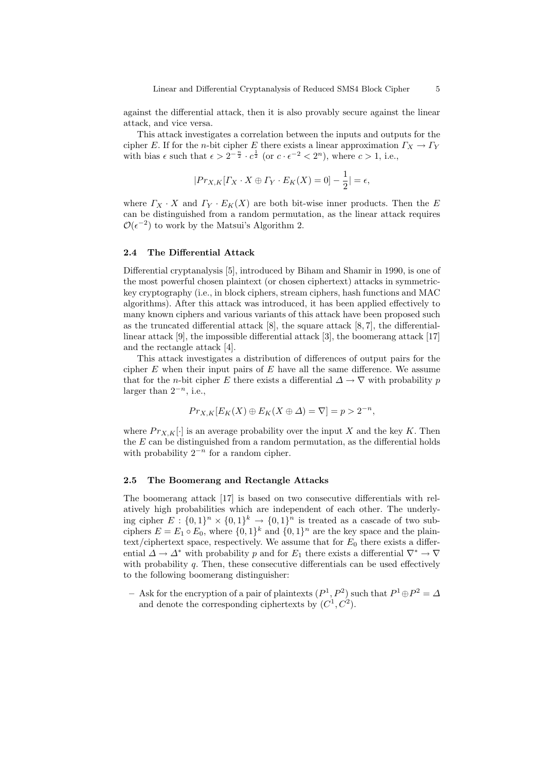against the differential attack, then it is also provably secure against the linear attack, and vice versa.

This attack investigates a correlation between the inputs and outputs for the cipher $E$. If for the $n$-bit cipher $E$ there exists a linear approximation $\Gamma_X \rightarrow \Gamma_Y$ with bias $\epsilon$ such that $\epsilon > 2^{-\frac{n}{2}} \cdot c^{\frac{1}{2}}$ (or $c \cdot \epsilon^{-2} < 2^n$), where $c > 1$, i.e.,

$$|Pr_{X,K}[\Gamma_X \cdot X \oplus \Gamma_Y \cdot E_K(X) = 0] - \frac{1}{2}| = \epsilon,$$

where $\Gamma_X \cdot X$ and $\Gamma_Y \cdot E_K(X)$ are both bit-wise inner products. Then the $E$ can be distinguished from a random permutation, as the linear attack requires $\mathcal{O}(\epsilon^{-2})$ to work by the Matsui's Algorithm 2.

### 2.4 The Differential Attack

Differential cryptanalysis [5], introduced by Biham and Shamir in 1990, is one of the most powerful chosen plaintext (or chosen ciphertext) attacks in symmetric-key cryptography (i.e., in block ciphers, stream ciphers, hash functions and MAC algorithms). After this attack was introduced, it has been applied effectively to many known ciphers and various variants of this attack have been proposed such as the truncated differential attack [8], the square attack [8, 7], the differential-linear attack [9], the impossible differential attack [3], the boomerang attack [17] and the rectangle attack [4].

This attack investigates a distribution of differences of output pairs for the cipher $E$ when their input pairs of $E$ have all the same difference. We assume that for the $n$-bit cipher $E$ there exists a differential $\Delta \rightarrow \nabla$ with probability $p$ larger than $2^{-n}$, i.e.,

$$Pr_{X,K}[E_K(X) \oplus E_K(X \oplus \Delta) = \nabla] = p > 2^{-n},$$

where $Pr_{X,K}[\cdot]$ is an average probability over the input $X$ and the key $K$. Then the $E$ can be distinguished from a random permutation, as the differential holds with probability $2^{-n}$ for a random cipher.

### 2.5 The Boomerang and Rectangle Attacks

The boomerang attack [17] is based on two consecutive differentials with relatively high probabilities which are independent of each other. The underlying cipher $E : \{0,1\}^n \times \{0,1\}^k \rightarrow \{0,1\}^n$ is treated as a cascade of two subciphers $E = E_1 \circ E_0$, where $\{0,1\}^k$ and $\{0,1\}^n$ are the key space and the plaintext/ciphertext space, respectively. We assume that for $E_0$ there exists a differential $\Delta \rightarrow \Delta^*$ with probability $p$ and for $E_1$ there exists a differential $\nabla^* \rightarrow \nabla$ with probability $q$. Then, these consecutive differentials can be used effectively to the following boomerang distinguisher:

- Ask for the encryption of a pair of plaintexts $(P^1, P^2)$ such that $P^1 \oplus P^2 = \Delta$ and denote the corresponding ciphertexts by $(C^1, C^2)$.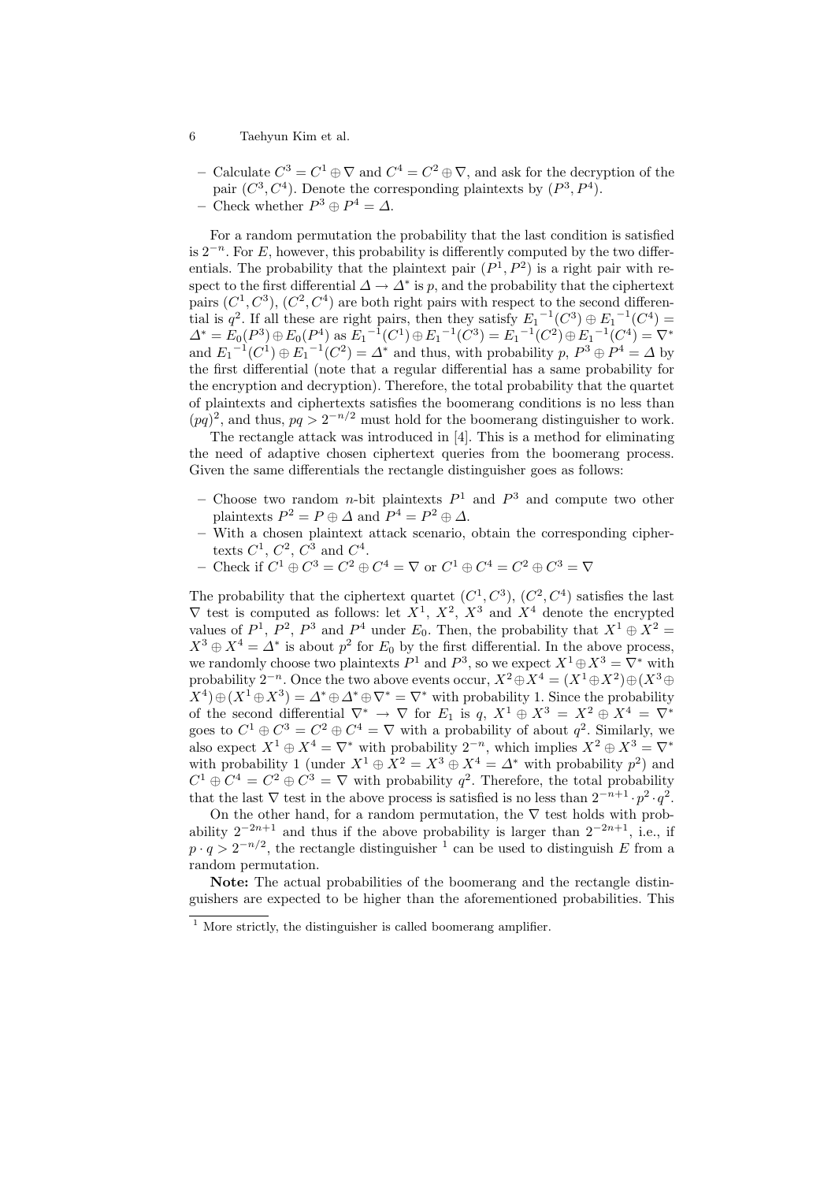- Calculate $C^3 = C^1 \oplus \nabla$ and $C^4 = C^2 \oplus \nabla$, and ask for the decryption of the pair $(C^3, C^4)$. Denote the corresponding plaintexts by $(P^3, P^4)$.
- Check whether $P^3 \oplus P^4 = \Delta$.

For a random permutation the probability that the last condition is satisfied is $2^{-n}$. For $E$, however, this probability is differently computed by the two differentials. The probability that the plaintext pair $(P^1, P^2)$ is a right pair with respect to the first differential $\Delta \rightarrow \Delta^*$ is $p$, and the probability that the ciphertext pairs $(C^1, C^3)$, $(C^2, C^4)$ are both right pairs with respect to the second differential is $q^2$. If all these are right pairs, then they satisfy ${E_1}^{-1}(C^3) \oplus {E_1}^{-1}(C^4) = \Delta^* = E_0(P^3) \oplus E_0(P^4)$ as ${E_1}^{-1}(C^1) \oplus {E_1}^{-1}(C^3) = {E_1}^{-1}(C^2) \oplus {E_1}^{-1}(C^4) = \nabla^*$ and ${E_1}^{-1}(C^1) \oplus {E_1}^{-1}(C^2) = \Delta^*$ and thus, with probability $p$, $P^3 \oplus P^4 = \Delta$ by the first differential (note that a regular differential has a same probability for the encryption and decryption). Therefore, the total probability that the quartet of plaintexts and ciphertexts satisfies the boomerang conditions is no less than $(pq)^2$, and thus, $pq > 2^{-n/2}$ must hold for the boomerang distinguisher to work.

The rectangle attack was introduced in [4]. This is a method for eliminating the need of adaptive chosen ciphertext queries from the boomerang process. Given the same differentials the rectangle distinguisher goes as follows:

- Choose two random $n$-bit plaintexts $P^1$ and $P^3$ and compute two other plaintexts $P^2 = P \oplus \Delta$ and $P^4 = P^2 \oplus \Delta$.
- With a chosen plaintext attack scenario, obtain the corresponding ciphertexts $C^1$, $C^2$, $C^3$ and $C^4$.
- Check if $C^1 \oplus C^3 = C^2 \oplus C^4 = \nabla$ or $C^1 \oplus C^4 = C^2 \oplus C^3 = \nabla$

The probability that the ciphertext quartet $(C^1, C^3)$, $(C^2, C^4)$ satisfies the last $\nabla$ test is computed as follows: let $X^1$, $X^2$, $X^3$ and $X^4$ denote the encrypted values of $P^1$, $P^2$, $P^3$ and $P^4$ under $E_0$. Then, the probability that $X^1 \oplus X^2 = X^3 \oplus X^4 = \Delta^*$ is about $p^2$ for $E_0$ by the first differential. In the above process, we randomly choose two plaintexts $P^1$ and $P^3$, so we expect $X^1 \oplus X^3 = \nabla^*$ with probability $2^{-n}$. Once the two above events occur, $X^2 \oplus X^4 = (X^1 \oplus X^2) \oplus (X^3 \oplus X^4) \oplus (X^1 \oplus X^3) = \Delta^* \oplus \Delta^* \oplus \nabla^* = \nabla^*$ with probability 1. Since the probability of the second differential $\nabla^* \rightarrow \nabla$ for $E_1$ is $q$, $X^1 \oplus X^3 = X^2 \oplus X^4 = \nabla^*$ goes to $C^1 \oplus C^3 = C^2 \oplus C^4 = \nabla$ with a probability of about $q^2$. Similarly, we also expect $X^1 \oplus X^4 = \nabla^*$ with probability $2^{-n}$, which implies $X^2 \oplus X^3 = \nabla^*$ with probability 1 (under $X^1 \oplus X^2 = X^3 \oplus X^4 = \Delta^*$ with probability $p^2$) and $C^1 \oplus C^4 = C^2 \oplus C^3 = \nabla$ with probability $q^2$. Therefore, the total probability that the last $\nabla$ test in the above process is satisfied is no less than $2^{-n+1} \cdot p^2 \cdot q^2$.

On the other hand, for a random permutation, the $\nabla$ test holds with probability $2^{-2n+1}$ and thus if the above probability is larger than $2^{-2n+1}$, i.e., if $p \cdot q > 2^{-n/2}$, the rectangle distinguisher [1] can be used to distinguish $E$ from a random permutation.

**Note:** The actual probabilities of the boomerang and the rectangle distinguishers are expected to be higher than the aforementioned probabilities. This

[1] More strictly, the distinguisher is called boomerang amplifier.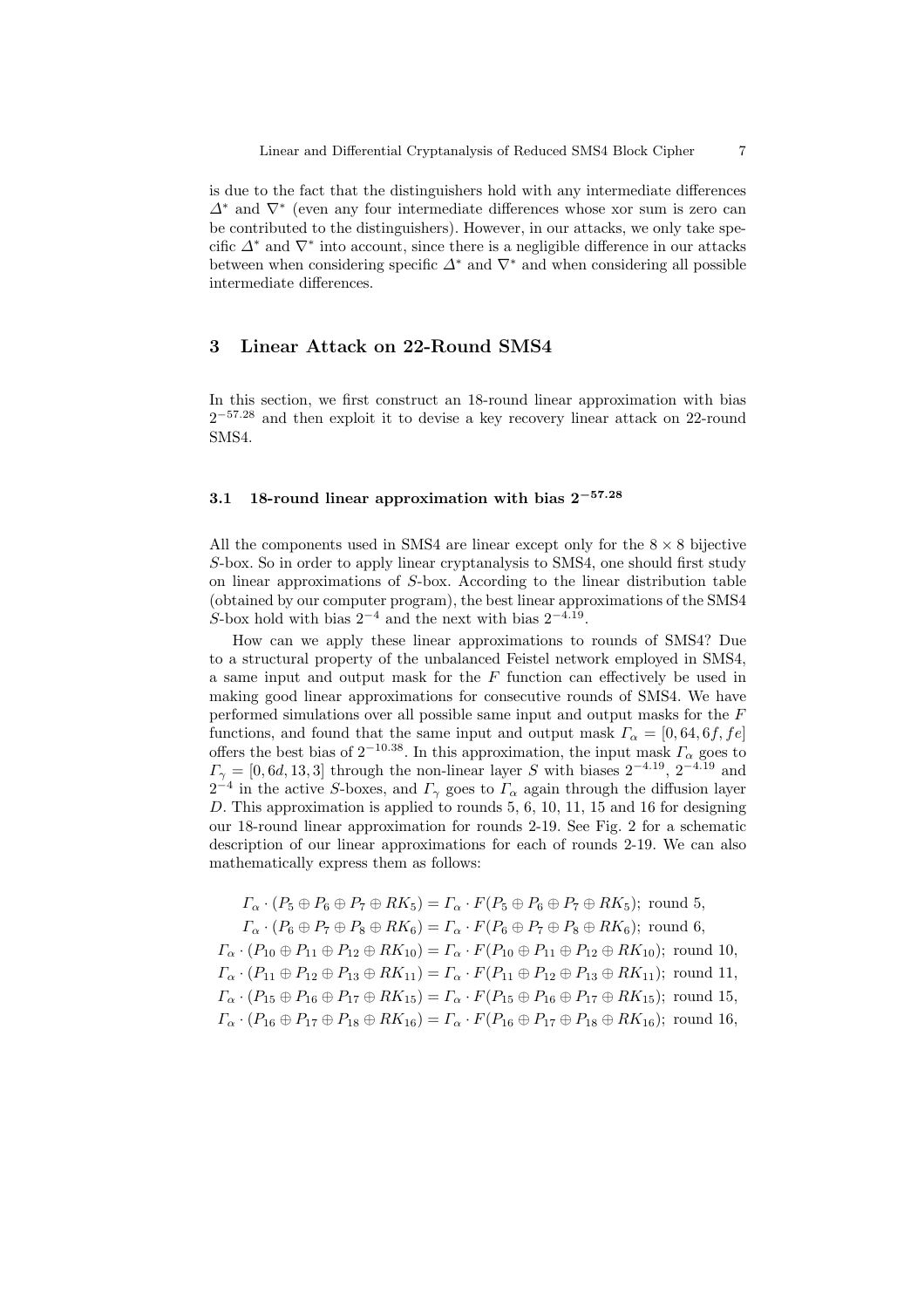is due to the fact that the distinguishers hold with any intermediate differences $\Delta^*$ and $\nabla^*$ (even any four intermediate differences whose xor sum is zero can be contributed to the distinguishers). However, in our attacks, we only take specific $\Delta^*$ and $\nabla^*$ into account, since there is a negligible difference in our attacks between when considering specific $\Delta^*$ and $\nabla^*$ and when considering all possible intermediate differences.

## 3 Linear Attack on 22-Round SMS4

In this section, we first construct an 18-round linear approximation with bias $2^{-57.28}$ and then exploit it to devise a key recovery linear attack on 22-round SMS4.

### 3.1 18-round linear approximation with bias $2^{-57.28}$

All the components used in SMS4 are linear except only for the $8 \times 8$ bijective $S$-box. So in order to apply linear cryptanalysis to SMS4, one should first study on linear approximations of $S$-box. According to the linear distribution table (obtained by our computer program), the best linear approximations of the SMS4 $S$-box hold with bias $2^{-4}$ and the next with bias $2^{-4.19}$.

How can we apply these linear approximations to rounds of SMS4? Due to a structural property of the unbalanced Feistel network employed in SMS4, a same input and output mask for the $F$ function can effectively be used in making good linear approximations for consecutive rounds of SMS4. We have performed simulations over all possible same input and output masks for the $F$ functions, and found that the same input and output mask $\Gamma_\alpha = [0, 64, 6f, fe]$ offers the best bias of $2^{-10.38}$. In this approximation, the input mask $\Gamma_\alpha$ goes to $\Gamma_\gamma = [0, 6d, 13, 3]$ through the non-linear layer $S$ with biases $2^{-4.19}$, $2^{-4.19}$ and $2^{-4}$ in the active $S$-boxes, and $\Gamma_\gamma$ goes to $\Gamma_\alpha$ again through the diffusion layer $D$. This approximation is applied to rounds 5, 6, 10, 11, 15 and 16 for designing our 18-round linear approximation for rounds 2-19. See Fig. 2 for a schematic description of our linear approximations for each of rounds 2-19. We can also mathematically express them as follows:

$$\Gamma_\alpha \cdot (P_5 \oplus P_6 \oplus P_7 \oplus RK_5) = \Gamma_\alpha \cdot F(P_5 \oplus P_6 \oplus P_7 \oplus RK_5);\ \text{round 5},$$
$$\Gamma_\alpha \cdot (P_6 \oplus P_7 \oplus P_8 \oplus RK_6) = \Gamma_\alpha \cdot F(P_6 \oplus P_7 \oplus P_8 \oplus RK_6);\ \text{round 6},$$
$$\Gamma_\alpha \cdot (P_{10} \oplus P_{11} \oplus P_{12} \oplus RK_{10}) = \Gamma_\alpha \cdot F(P_{10} \oplus P_{11} \oplus P_{12} \oplus RK_{10});\ \text{round 10},$$
$$\Gamma_\alpha \cdot (P_{11} \oplus P_{12} \oplus P_{13} \oplus RK_{11}) = \Gamma_\alpha \cdot F(P_{11} \oplus P_{12} \oplus P_{13} \oplus RK_{11});\ \text{round 11},$$
$$\Gamma_\alpha \cdot (P_{15} \oplus P_{16} \oplus P_{17} \oplus RK_{15}) = \Gamma_\alpha \cdot F(P_{15} \oplus P_{16} \oplus P_{17} \oplus RK_{15});\ \text{round 15},$$
$$\Gamma_\alpha \cdot (P_{16} \oplus P_{17} \oplus P_{18} \oplus RK_{16}) = \Gamma_\alpha \cdot F(P_{16} \oplus P_{17} \oplus P_{18} \oplus RK_{16});\ \text{round 16},$$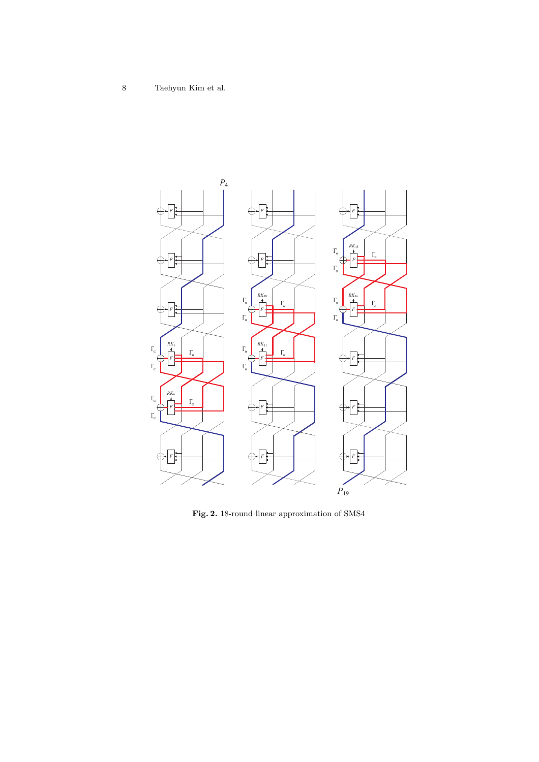**Fig. 2.** 18-round linear approximation of SMS4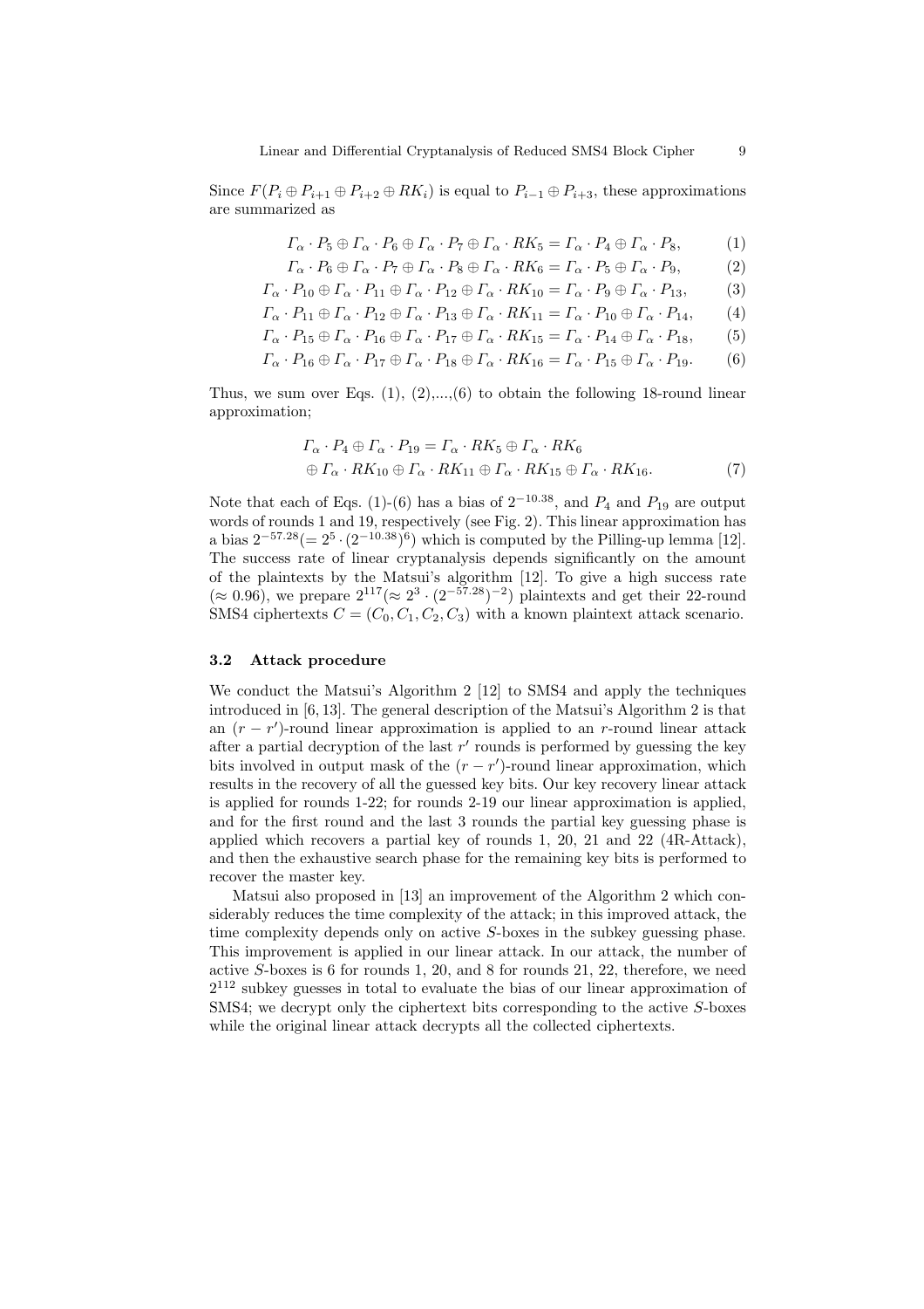Since $F(P_i \oplus P_{i+1} \oplus P_{i+2} \oplus RK_i)$ is equal to $P_{i-1} \oplus P_{i+3}$, these approximations are summarized as

$$\Gamma_\alpha \cdot P_5 \oplus \Gamma_\alpha \cdot P_6 \oplus \Gamma_\alpha \cdot P_7 \oplus \Gamma_\alpha \cdot RK_5 = \Gamma_\alpha \cdot P_4 \oplus \Gamma_\alpha \cdot P_8, \tag{1}$$

$$\Gamma_\alpha \cdot P_6 \oplus \Gamma_\alpha \cdot P_7 \oplus \Gamma_\alpha \cdot P_8 \oplus \Gamma_\alpha \cdot RK_6 = \Gamma_\alpha \cdot P_5 \oplus \Gamma_\alpha \cdot P_9, \tag{2}$$

$$\Gamma_\alpha \cdot P_{10} \oplus \Gamma_\alpha \cdot P_{11} \oplus \Gamma_\alpha \cdot P_{12} \oplus \Gamma_\alpha \cdot RK_{10} = \Gamma_\alpha \cdot P_9 \oplus \Gamma_\alpha \cdot P_{13}, \tag{3}$$

$$\Gamma_\alpha \cdot P_{11} \oplus \Gamma_\alpha \cdot P_{12} \oplus \Gamma_\alpha \cdot P_{13} \oplus \Gamma_\alpha \cdot RK_{11} = \Gamma_\alpha \cdot P_{10} \oplus \Gamma_\alpha \cdot P_{14}, \tag{4}$$

$$\Gamma_\alpha \cdot P_{15} \oplus \Gamma_\alpha \cdot P_{16} \oplus \Gamma_\alpha \cdot P_{17} \oplus \Gamma_\alpha \cdot RK_{15} = \Gamma_\alpha \cdot P_{14} \oplus \Gamma_\alpha \cdot P_{18}, \tag{5}$$

$$\Gamma_\alpha \cdot P_{16} \oplus \Gamma_\alpha \cdot P_{17} \oplus \Gamma_\alpha \cdot P_{18} \oplus \Gamma_\alpha \cdot RK_{16} = \Gamma_\alpha \cdot P_{15} \oplus \Gamma_\alpha \cdot P_{19}. \tag{6}$$

Thus, we sum over Eqs. (1), (2),...,(6) to obtain the following 18-round linear approximation;

$$\begin{aligned} \Gamma_\alpha \cdot P_4 \oplus \Gamma_\alpha \cdot P_{19} &= \Gamma_\alpha \cdot RK_5 \oplus \Gamma_\alpha \cdot RK_6 \\ &\oplus \Gamma_\alpha \cdot RK_{10} \oplus \Gamma_\alpha \cdot RK_{11} \oplus \Gamma_\alpha \cdot RK_{15} \oplus \Gamma_\alpha \cdot RK_{16}. \end{aligned} \tag{7}$$

Note that each of Eqs. (1)-(6) has a bias of $2^{-10.38}$, and $P_4$ and $P_{19}$ are output words of rounds 1 and 19, respectively (see Fig. 2). This linear approximation has a bias $2^{-57.28}(= 2^5 \cdot (2^{-10.38})^6)$ which is computed by the Pilling-up lemma [12]. The success rate of linear cryptanalysis depends significantly on the amount of the plaintexts by the Matsui's algorithm [12]. To give a high success rate ($\approx 0.96$), we prepare $2^{117}(\approx 2^3 \cdot (2^{-57.28})^{-2})$ plaintexts and get their 22-round SMS4 ciphertexts $C = (C_0, C_1, C_2, C_3)$ with a known plaintext attack scenario.

### 3.2 Attack procedure

We conduct the Matsui's Algorithm 2 [12] to SMS4 and apply the techniques introduced in [6, 13]. The general description of the Matsui's Algorithm 2 is that an $(r - r')$-round linear approximation is applied to an $r$-round linear attack after a partial decryption of the last $r'$ rounds is performed by guessing the key bits involved in output mask of the $(r - r')$-round linear approximation, which results in the recovery of all the guessed key bits. Our key recovery linear attack is applied for rounds 1-22; for rounds 2-19 our linear approximation is applied, and for the first round and the last 3 rounds the partial key guessing phase is applied which recovers a partial key of rounds 1, 20, 21 and 22 (4R-Attack), and then the exhaustive search phase for the remaining key bits is performed to recover the master key.

Matsui also proposed in [13] an improvement of the Algorithm 2 which considerably reduces the time complexity of the attack; in this improved attack, the time complexity depends only on active $S$-boxes in the subkey guessing phase. This improvement is applied in our linear attack. In our attack, the number of active $S$-boxes is 6 for rounds 1, 20, and 8 for rounds 21, 22, therefore, we need $2^{112}$ subkey guesses in total to evaluate the bias of our linear approximation of SMS4; we decrypt only the ciphertext bits corresponding to the active $S$-boxes while the original linear attack decrypts all the collected ciphertexts.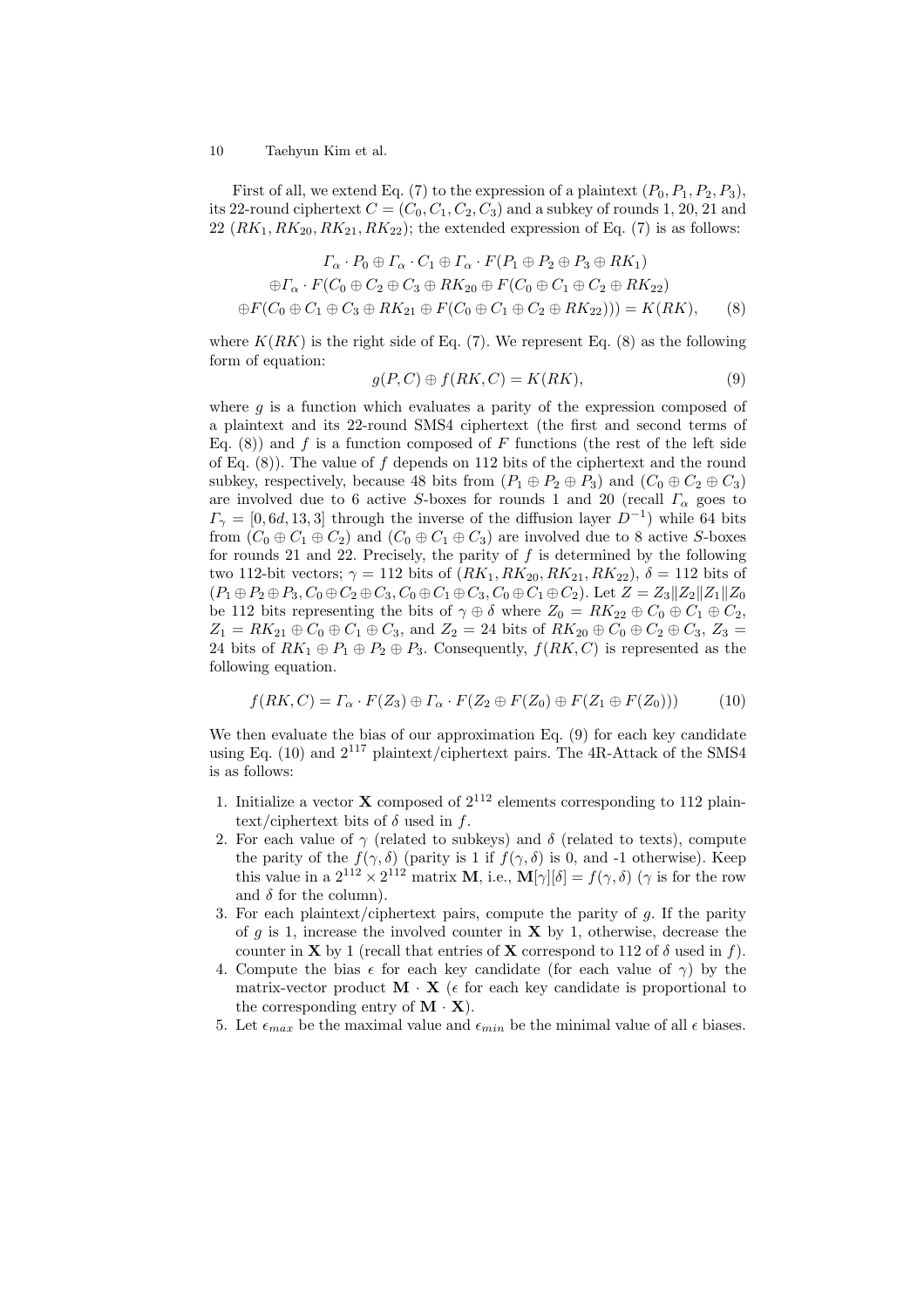First of all, we extend Eq. (7) to the expression of a plaintext $(P_0, P_1, P_2, P_3)$, its 22-round ciphertext $C = (C_0, C_1, C_2, C_3)$ and a subkey of rounds 1, 20, 21 and 22 $(RK_1, RK_{20}, RK_{21}, RK_{22})$; the extended expression of Eq. (7) is as follows:

$$\begin{aligned}
&\Gamma_\alpha \cdot P_0 \oplus \Gamma_\alpha \cdot C_1 \oplus \Gamma_\alpha \cdot F(P_1 \oplus P_2 \oplus P_3 \oplus RK_1) \\
&\oplus \Gamma_\alpha \cdot F(C_0 \oplus C_2 \oplus C_3 \oplus RK_{20} \oplus F(C_0 \oplus C_1 \oplus C_2 \oplus RK_{22}) \\
&\oplus F(C_0 \oplus C_1 \oplus C_3 \oplus RK_{21} \oplus F(C_0 \oplus C_1 \oplus C_2 \oplus RK_{22}))) = K(RK), \qquad (8)
\end{aligned}$$

where $K(RK)$ is the right side of Eq. (7). We represent Eq. (8) as the following form of equation:

$$g(P, C) \oplus f(RK, C) = K(RK), \qquad (9)$$

where $g$ is a function which evaluates a parity of the expression composed of a plaintext and its 22-round SMS4 ciphertext (the first and second terms of Eq. (8)) and $f$ is a function composed of $F$ functions (the rest of the left side of Eq. (8)). The value of $f$ depends on 112 bits of the ciphertext and the round subkey, respectively, because 48 bits from $(P_1 \oplus P_2 \oplus P_3)$ and $(C_0 \oplus C_2 \oplus C_3)$ are involved due to 6 active $S$-boxes for rounds 1 and 20 (recall $\Gamma_\alpha$ goes to $\Gamma_\gamma = [0, 6d, 13, 3]$ through the inverse of the diffusion layer $D^{-1}$) while 64 bits from $(C_0 \oplus C_1 \oplus C_2)$ and $(C_0 \oplus C_1 \oplus C_3)$ are involved due to 8 active $S$-boxes for rounds 21 and 22. Precisely, the parity of $f$ is determined by the following two 112-bit vectors; $\gamma$ = 112 bits of $(RK_1, RK_{20}, RK_{21}, RK_{22})$, $\delta$ = 112 bits of $(P_1 \oplus P_2 \oplus P_3, C_0 \oplus C_2 \oplus C_3, C_0 \oplus C_1 \oplus C_3, C_0 \oplus C_1 \oplus C_2)$. Let $Z = Z_3 \| Z_2 \| Z_1 \| Z_0$ be 112 bits representing the bits of $\gamma \oplus \delta$ where $Z_0 = RK_{22} \oplus C_0 \oplus C_1 \oplus C_2$, $Z_1 = RK_{21} \oplus C_0 \oplus C_1 \oplus C_3$, and $Z_2$ = 24 bits of $RK_{20} \oplus C_0 \oplus C_2 \oplus C_3$, $Z_3$ = 24 bits of $RK_1 \oplus P_1 \oplus P_2 \oplus P_3$. Consequently, $f(RK, C)$ is represented as the following equation.

$$f(RK, C) = \Gamma_\alpha \cdot F(Z_3) \oplus \Gamma_\alpha \cdot F(Z_2 \oplus F(Z_0) \oplus F(Z_1 \oplus F(Z_0))) \qquad (10)$$

We then evaluate the bias of our approximation Eq. (9) for each key candidate using Eq. (10) and $2^{117}$ plaintext/ciphertext pairs. The 4R-Attack of the SMS4 is as follows:

1. Initialize a vector $\mathbf{X}$ composed of $2^{112}$ elements corresponding to 112 plaintext/ciphertext bits of $\delta$ used in $f$.
2. For each value of $\gamma$ (related to subkeys) and $\delta$ (related to texts), compute the parity of the $f(\gamma, \delta)$ (parity is 1 if $f(\gamma, \delta)$ is 0, and -1 otherwise). Keep this value in a $2^{112} \times 2^{112}$ matrix $\mathbf{M}$, i.e., $\mathbf{M}[\gamma][\delta] = f(\gamma, \delta)$ ($\gamma$ is for the row and $\delta$ for the column).
3. For each plaintext/ciphertext pairs, compute the parity of $g$. If the parity of $g$ is 1, increase the involved counter in $\mathbf{X}$ by 1, otherwise, decrease the counter in $\mathbf{X}$ by 1 (recall that entries of $\mathbf{X}$ correspond to 112 of $\delta$ used in $f$).
4. Compute the bias $\epsilon$ for each key candidate (for each value of $\gamma$) by the matrix-vector product $\mathbf{M} \cdot \mathbf{X}$ ($\epsilon$ for each key candidate is proportional to the corresponding entry of $\mathbf{M} \cdot \mathbf{X}$).
5. Let $\epsilon_{max}$ be the maximal value and $\epsilon_{min}$ be the minimal value of all $\epsilon$ biases.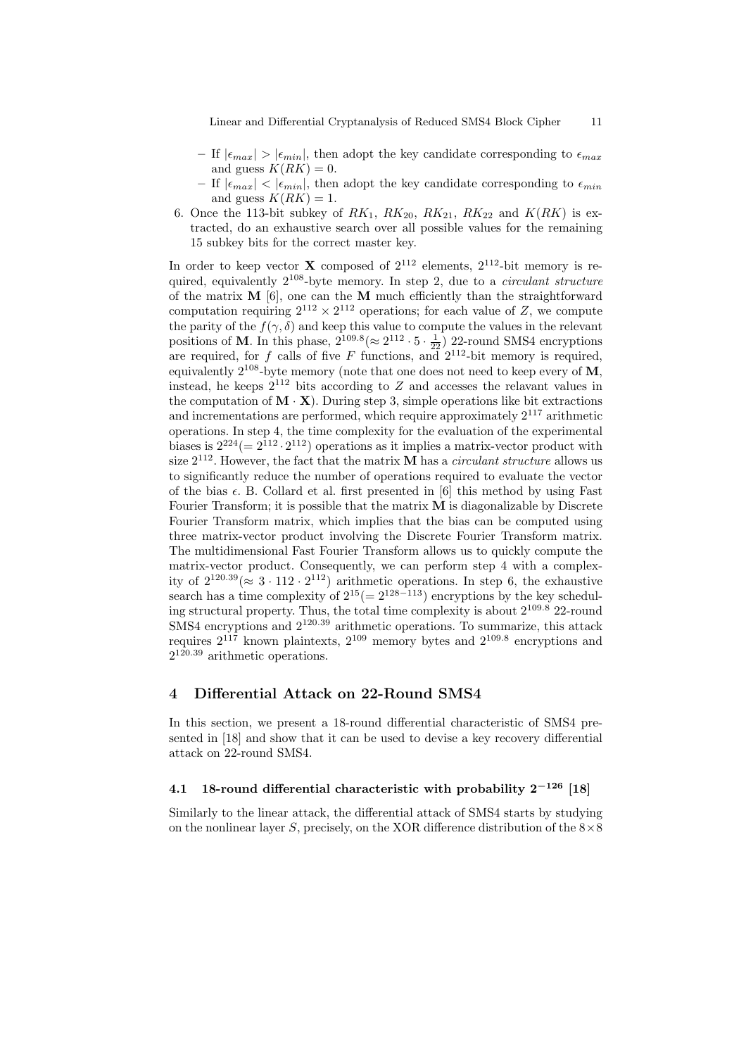– If $|\epsilon_{max}| > |\epsilon_{min}|$, then adopt the key candidate corresponding to $\epsilon_{max}$ and guess $K(RK) = 0$.
– If $|\epsilon_{max}| < |\epsilon_{min}|$, then adopt the key candidate corresponding to $\epsilon_{min}$ and guess $K(RK) = 1$.

6. Once the 113-bit subkey of $RK_1$, $RK_{20}$, $RK_{21}$, $RK_{22}$ and $K(RK)$ is extracted, do an exhaustive search over all possible values for the remaining 15 subkey bits for the correct master key.

In order to keep vector $\mathbf{X}$ composed of $2^{112}$ elements, $2^{112}$-bit memory is required, equivalently $2^{108}$-byte memory. In step 2, due to a *circulant structure* of the matrix $\mathbf{M}$ [6], one can the $\mathbf{M}$ much efficiently than the straightforward computation requiring $2^{112} \times 2^{112}$ operations; for each value of $Z$, we compute the parity of the $f(\gamma, \delta)$ and keep this value to compute the values in the relevant positions of $\mathbf{M}$. In this phase, $2^{109.8} (\approx 2^{112} \cdot 5 \cdot \frac{1}{22})$ 22-round SMS4 encryptions are required, for $f$ calls of five $F$ functions, and $2^{112}$-bit memory is required, equivalently $2^{108}$-byte memory (note that one does not need to keep every of $\mathbf{M}$, instead, he keeps $2^{112}$ bits according to $Z$ and accesses the relavant values in the computation of $\mathbf{M} \cdot \mathbf{X}$). During step 3, simple operations like bit extractions and incrementations are performed, which require approximately $2^{117}$ arithmetic operations. In step 4, the time complexity for the evaluation of the experimental biases is $2^{224} (= 2^{112} \cdot 2^{112})$ operations as it implies a matrix-vector product with size $2^{112}$. However, the fact that the matrix $\mathbf{M}$ has a *circulant structure* allows us to significantly reduce the number of operations required to evaluate the vector of the bias $\epsilon$. B. Collard et al. first presented in [6] this method by using Fast Fourier Transform; it is possible that the matrix $\mathbf{M}$ is diagonalizable by Discrete Fourier Transform matrix, which implies that the bias can be computed using three matrix-vector product involving the Discrete Fourier Transform matrix. The multidimensional Fast Fourier Transform allows us to quickly compute the matrix-vector product. Consequently, we can perform step 4 with a complexity of $2^{120.39} (\approx 3 \cdot 112 \cdot 2^{112})$ arithmetic operations. In step 6, the exhaustive search has a time complexity of $2^{15} (= 2^{128-113})$ encryptions by the key scheduling structural property. Thus, the total time complexity is about $2^{109.8}$ 22-round SMS4 encryptions and $2^{120.39}$ arithmetic operations. To summarize, this attack requires $2^{117}$ known plaintexts, $2^{109}$ memory bytes and $2^{109.8}$ encryptions and $2^{120.39}$ arithmetic operations.

## 4 Differential Attack on 22-Round SMS4

In this section, we present a 18-round differential characteristic of SMS4 presented in [18] and show that it can be used to devise a key recovery differential attack on 22-round SMS4.

### 4.1 18-round differential characteristic with probability $2^{-126}$ [18]

Similarly to the linear attack, the differential attack of SMS4 starts by studying on the nonlinear layer $S$, precisely, on the XOR difference distribution of the $8 \times 8$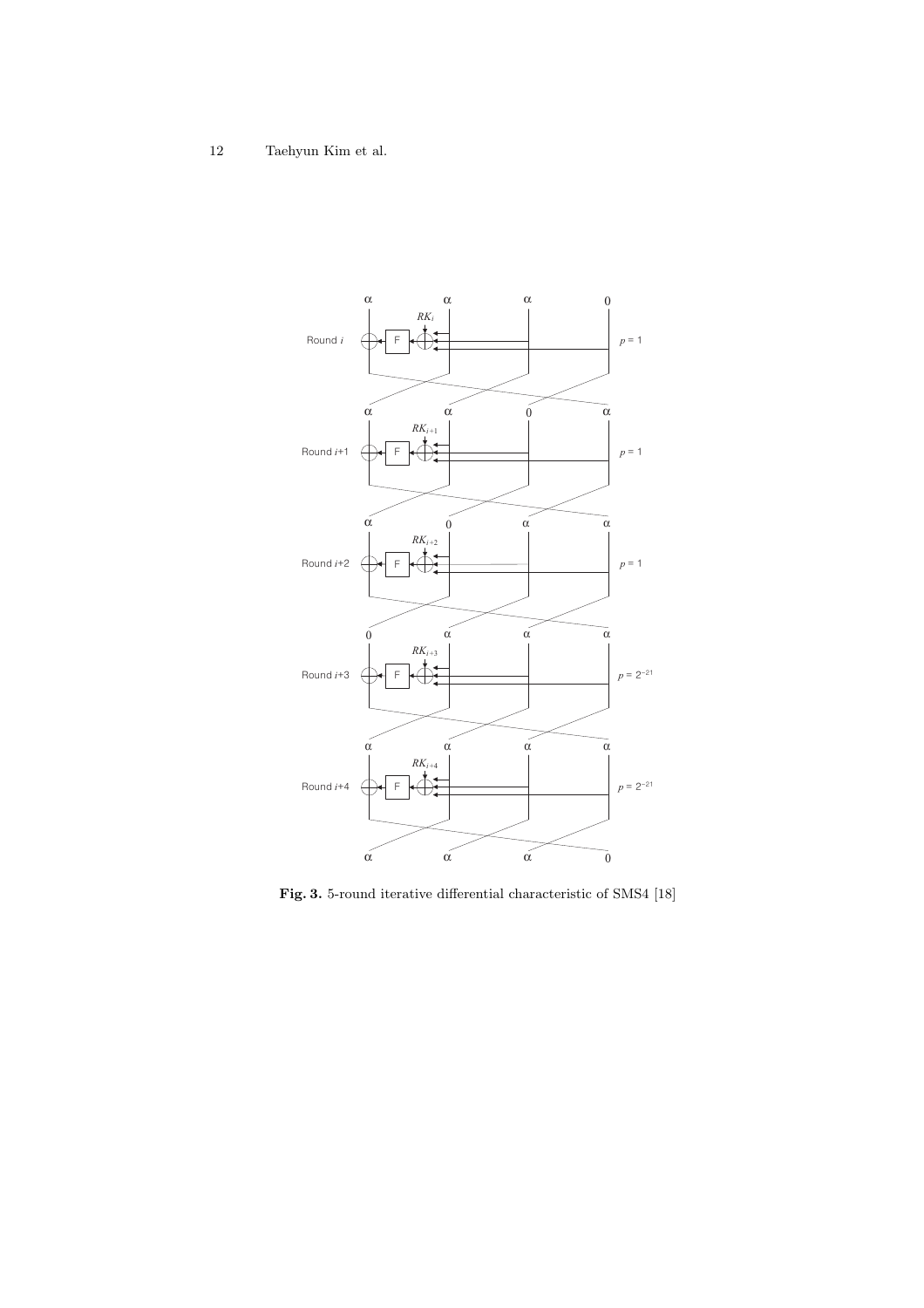**Fig. 3.** 5-round iterative differential characteristic of SMS4 [18]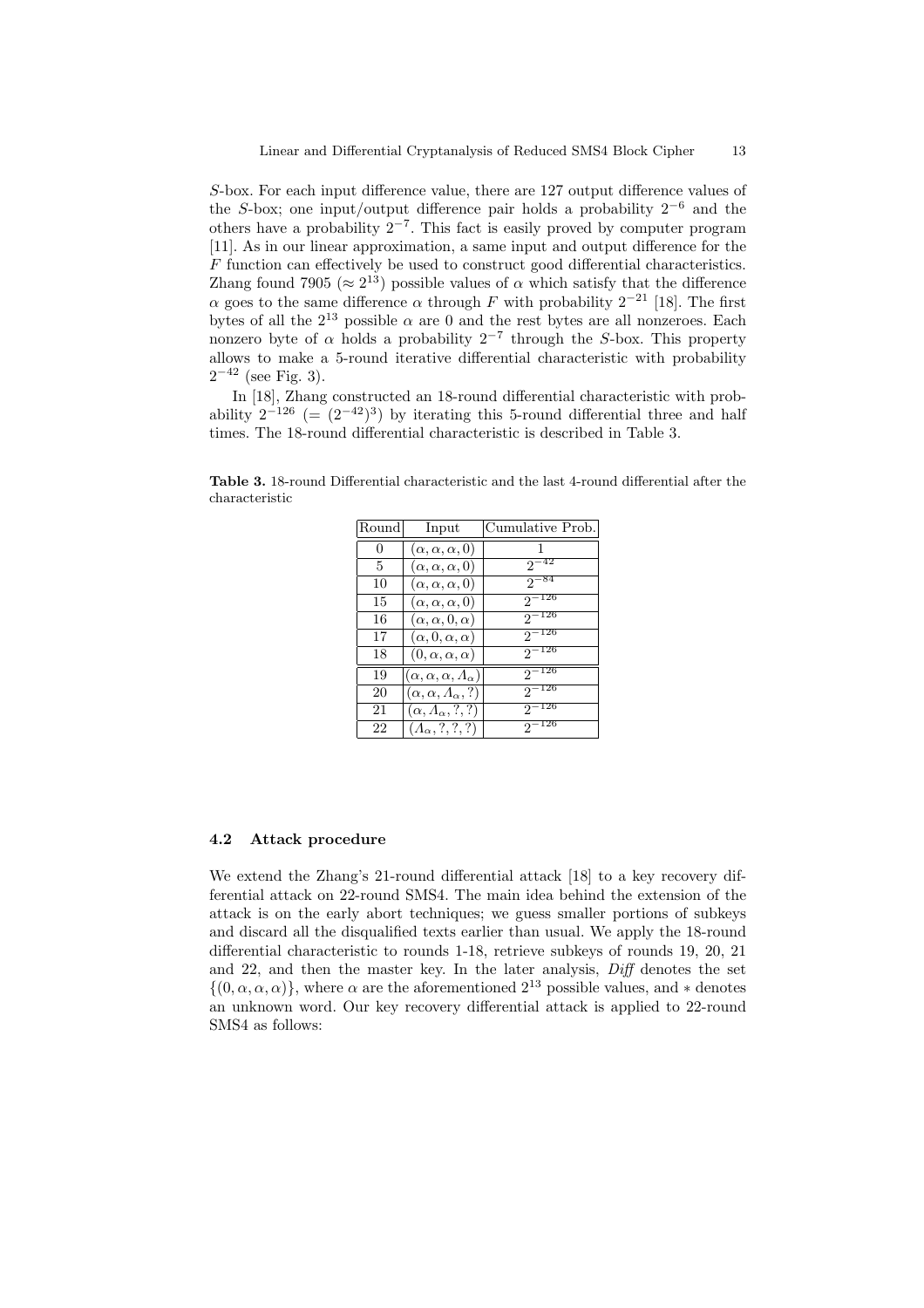$S$-box. For each input difference value, there are 127 output difference values of the $S$-box; one input/output difference pair holds a probability $2^{-6}$ and the others have a probability $2^{-7}$. This fact is easily proved by computer program [11]. As in our linear approximation, a same input and output difference for the $F$ function can effectively be used to construct good differential characteristics. Zhang found 7905 ($\approx 2^{13}$) possible values of $\alpha$ which satisfy that the difference $\alpha$ goes to the same difference $\alpha$ through $F$ with probability $2^{-21}$ [18]. The first bytes of all the $2^{13}$ possible $\alpha$ are 0 and the rest bytes are all nonzeroes. Each nonzero byte of $\alpha$ holds a probability $2^{-7}$ through the $S$-box. This property allows to make a 5-round iterative differential characteristic with probability $2^{-42}$ (see Fig. 3).

In [18], Zhang constructed an 18-round differential characteristic with probability $2^{-126}$ ($= (2^{-42})^3$) by iterating this 5-round differential three and half times. The 18-round differential characteristic is described in Table 3.

**Table 3.** 18-round Differential characteristic and the last 4-round differential after the characteristic

| Round | Input | Cumulative Prob. |
|---|---|---|
| 0 | $(\alpha, \alpha, \alpha, 0)$ | 1 |
| 5 | $(\alpha, \alpha, \alpha, 0)$ | $2^{-42}$ |
| 10 | $(\alpha, \alpha, \alpha, 0)$ | $2^{-84}$ |
| 15 | $(\alpha, \alpha, \alpha, 0)$ | $2^{-126}$ |
| 16 | $(\alpha, \alpha, 0, \alpha)$ | $2^{-126}$ |
| 17 | $(\alpha, 0, \alpha, \alpha)$ | $2^{-126}$ |
| 18 | $(0, \alpha, \alpha, \alpha)$ | $2^{-126}$ |
| 19 | $(\alpha, \alpha, \alpha, \Lambda_\alpha)$ | $2^{-126}$ |
| 20 | $(\alpha, \alpha, \Lambda_\alpha, ?)$ | $2^{-126}$ |
| 21 | $(\alpha, \Lambda_\alpha, ?, ?)$ | $2^{-126}$ |
| 22 | $(\Lambda_\alpha, ?, ?, ?)$ | $2^{-126}$ |

### 4.2 Attack procedure

We extend the Zhang's 21-round differential attack [18] to a key recovery differential attack on 22-round SMS4. The main idea behind the extension of the attack is on the early abort techniques; we guess smaller portions of subkeys and discard all the disqualified texts earlier than usual. We apply the 18-round differential characteristic to rounds 1-18, retrieve subkeys of rounds 19, 20, 21 and 22, and then the master key. In the later analysis, *Diff* denotes the set $\{(0, \alpha, \alpha, \alpha)\}$, where $\alpha$ are the aforementioned $2^{13}$ possible values, and $*$ denotes an unknown word. Our key recovery differential attack is applied to 22-round SMS4 as follows: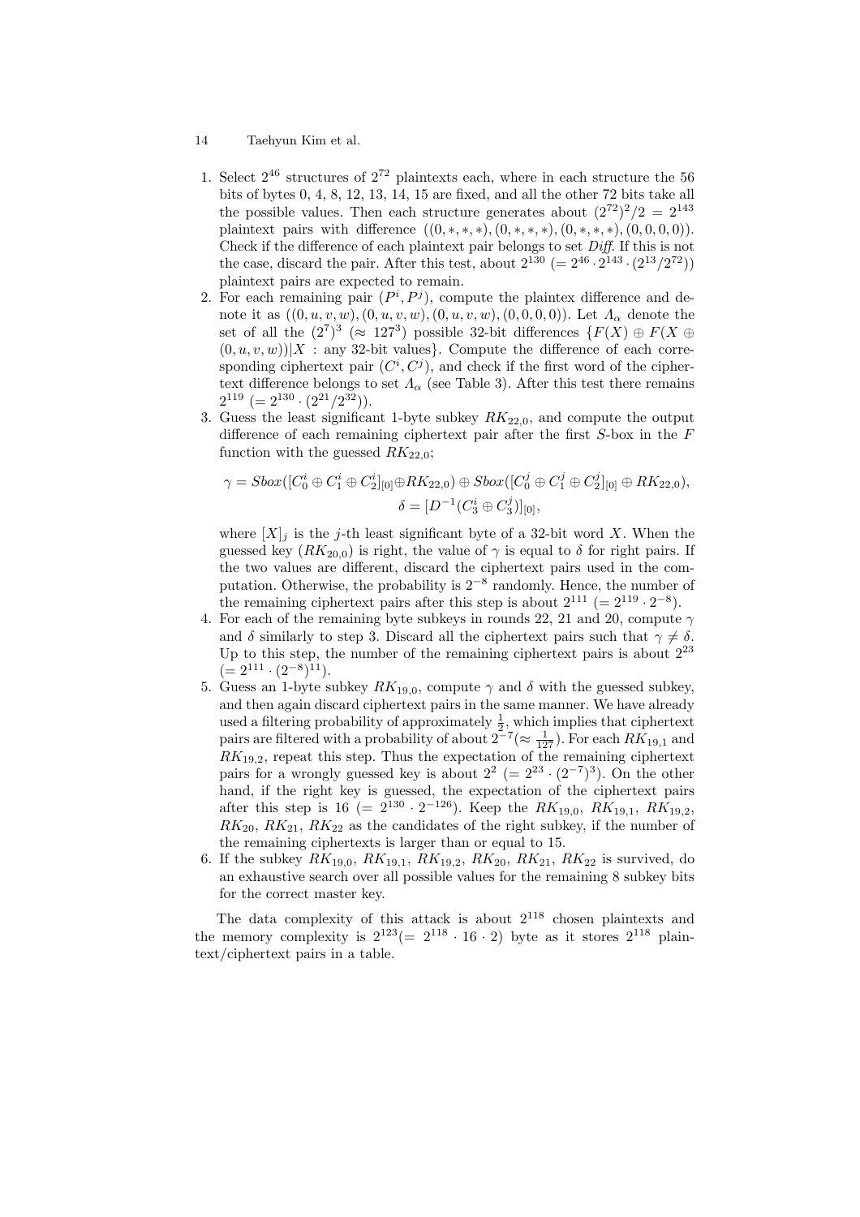1. Select $2^{46}$ structures of $2^{72}$ plaintexts each, where in each structure the 56 bits of bytes 0, 4, 8, 12, 13, 14, 15 are fixed, and all the other 72 bits take all the possible values. Then each structure generates about $(2^{72})^2/2 = 2^{143}$ plaintext pairs with difference $((0,*,*,*),(0,*,*,*),(0,*,*,*),(0,0,0,0))$. Check if the difference of each plaintext pair belongs to set *Diff*. If this is not the case, discard the pair. After this test, about $2^{130}$ $(= 2^{46} \cdot 2^{143} \cdot (2^{13}/2^{72}))$ plaintext pairs are expected to remain.
2. For each remaining pair $(P^i, P^j)$, compute the plaintex difference and denote it as $((0,u,v,w),(0,u,v,w),(0,u,v,w),(0,0,0,0))$. Let $\Lambda_\alpha$ denote the set of all the $(2^7)^3$ $(\approx 127^3)$ possible 32-bit differences $\{F(X) \oplus F(X \oplus (0,u,v,w)) | X : \text{any 32-bit values}\}$. Compute the difference of each corresponding ciphertext pair $(C^i, C^j)$, and check if the first word of the ciphertext difference belongs to set $\Lambda_\alpha$ (see Table 3). After this test there remains $2^{119}$ $(= 2^{130} \cdot (2^{21}/2^{32}))$.
3. Guess the least significant 1-byte subkey $RK_{22,0}$, and compute the output difference of each remaining ciphertext pair after the first $S$-box in the $F$ function with the guessed $RK_{22,0}$;

$$\gamma = Sbox([C_0^i \oplus C_1^i \oplus C_2^i]_{[0]} \oplus RK_{22,0}) \oplus Sbox([C_0^j \oplus C_1^j \oplus C_2^j]_{[0]} \oplus RK_{22,0}),$$
$$\delta = [D^{-1}(C_3^i \oplus C_3^j)]_{[0]},$$

where $[X]_j$ is the $j$-th least significant byte of a 32-bit word $X$. When the guessed key $(RK_{20,0})$ is right, the value of $\gamma$ is equal to $\delta$ for right pairs. If the two values are different, discard the ciphertext pairs used in the computation. Otherwise, the probability is $2^{-8}$ randomly. Hence, the number of the remaining ciphertext pairs after this step is about $2^{111}$ $(= 2^{119} \cdot 2^{-8})$.
4. For each of the remaining byte subkeys in rounds 22, 21 and 20, compute $\gamma$ and $\delta$ similarly to step 3. Discard all the ciphertext pairs such that $\gamma \neq \delta$. Up to this step, the number of the remaining ciphertext pairs is about $2^{23}$ $(= 2^{111} \cdot (2^{-8})^{11})$.
5. Guess an 1-byte subkey $RK_{19,0}$, compute $\gamma$ and $\delta$ with the guessed subkey, and then again discard ciphertext pairs in the same manner. We have already used a filtering probability of approximately $\frac{1}{2}$, which implies that ciphertext pairs are filtered with a probability of about $2^{-7}(\approx \frac{1}{127})$. For each $RK_{19,1}$ and $RK_{19,2}$, repeat this step. Thus the expectation of the remaining ciphertext pairs for a wrongly guessed key is about $2^2$ $(= 2^{23} \cdot (2^{-7})^3)$. On the other hand, if the right key is guessed, the expectation of the ciphertext pairs after this step is 16 $(= 2^{130} \cdot 2^{-126})$. Keep the $RK_{19,0}$, $RK_{19,1}$, $RK_{19,2}$, $RK_{20}$, $RK_{21}$, $RK_{22}$ as the candidates of the right subkey, if the number of the remaining ciphertexts is larger than or equal to 15.
6. If the subkey $RK_{19,0}$, $RK_{19,1}$, $RK_{19,2}$, $RK_{20}$, $RK_{21}$, $RK_{22}$ is survived, do an exhaustive search over all possible values for the remaining 8 subkey bits for the correct master key.

The data complexity of this attack is about $2^{118}$ chosen plaintexts and the memory complexity is $2^{123}(= 2^{118} \cdot 16 \cdot 2)$ byte as it stores $2^{118}$ plaintext/ciphertext pairs in a table.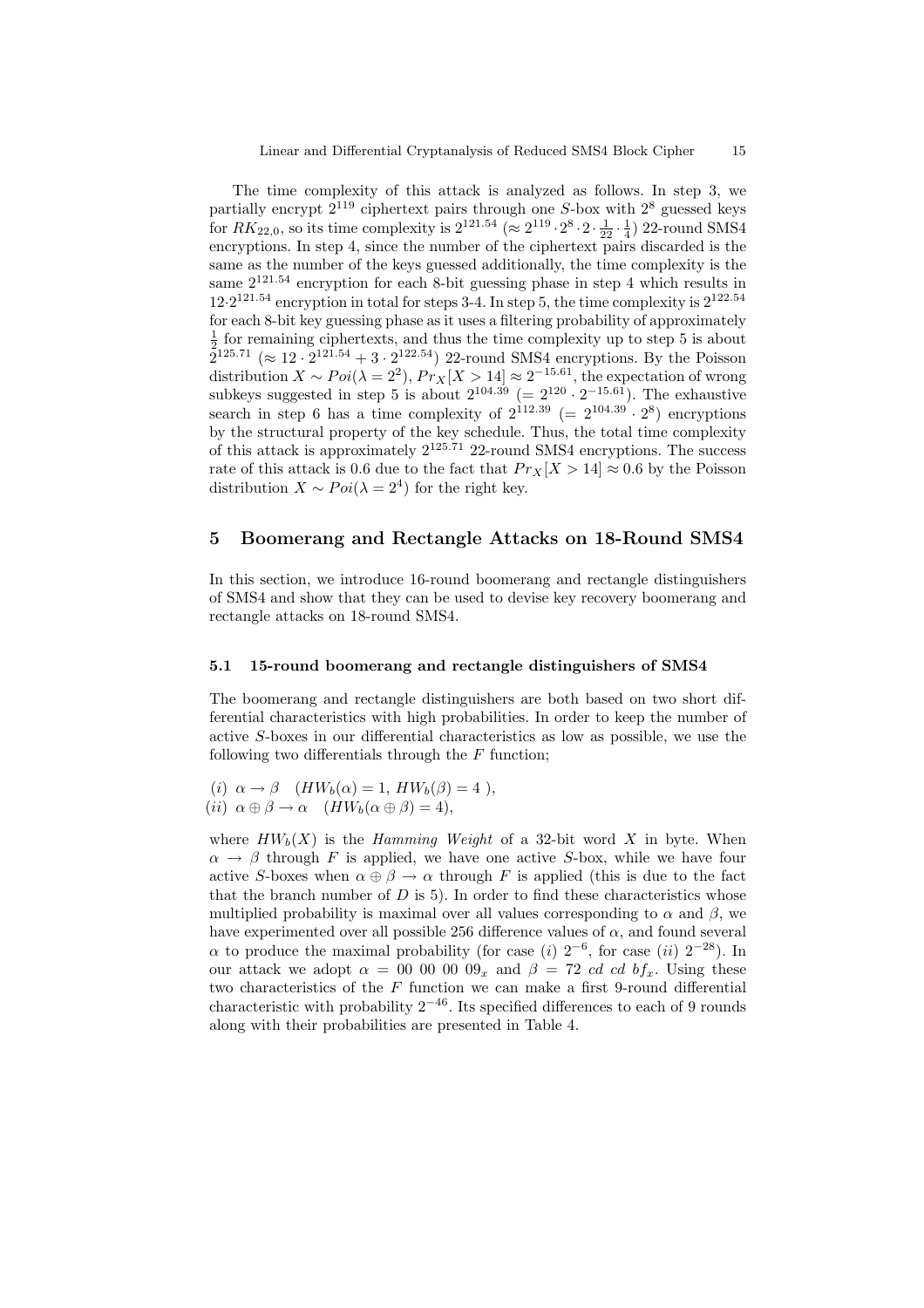The time complexity of this attack is analyzed as follows. In step 3, we partially encrypt $2^{119}$ ciphertext pairs through one $S$-box with $2^8$ guessed keys for $RK_{22,0}$, so its time complexity is $2^{121.54}$ ($\approx 2^{119} \cdot 2^8 \cdot 2 \cdot \frac{1}{22} \cdot \frac{1}{4}$) 22-round SMS4 encryptions. In step 4, since the number of the ciphertext pairs discarded is the same as the number of the keys guessed additionally, the time complexity is the same $2^{121.54}$ encryption for each 8-bit guessing phase in step 4 which results in $12 \cdot 2^{121.54}$ encryption in total for steps 3-4. In step 5, the time complexity is $2^{122.54}$ for each 8-bit key guessing phase as it uses a filtering probability of approximately $\frac{1}{2}$ for remaining ciphertexts, and thus the time complexity up to step 5 is about $2^{125.71}$ ($\approx 12 \cdot 2^{121.54} + 3 \cdot 2^{122.54}$) 22-round SMS4 encryptions. By the Poisson distribution $X \sim Poi(\lambda = 2^2)$, $Pr_X[X > 14] \approx 2^{-15.61}$, the expectation of wrong subkeys suggested in step 5 is about $2^{104.39}$ ($= 2^{120} \cdot 2^{-15.61}$). The exhaustive search in step 6 has a time complexity of $2^{112.39}$ ($= 2^{104.39} \cdot 2^8$) encryptions by the structural property of the key schedule. Thus, the total time complexity of this attack is approximately $2^{125.71}$ 22-round SMS4 encryptions. The success rate of this attack is 0.6 due to the fact that $Pr_X[X > 14] \approx 0.6$ by the Poisson distribution $X \sim Poi(\lambda = 2^4)$ for the right key.

## 5 Boomerang and Rectangle Attacks on 18-Round SMS4

In this section, we introduce 16-round boomerang and rectangle distinguishers of SMS4 and show that they can be used to devise key recovery boomerang and rectangle attacks on 18-round SMS4.

### 5.1 15-round boomerang and rectangle distinguishers of SMS4

The boomerang and rectangle distinguishers are both based on two short differential characteristics with high probabilities. In order to keep the number of active $S$-boxes in our differential characteristics as low as possible, we use the following two differentials through the $F$ function;

$(i)$ $\alpha \to \beta$ $\quad (HW_b(\alpha) = 1,\ HW_b(\beta) = 4\ )$,
$(ii)$ $\alpha \oplus \beta \to \alpha$ $\quad (HW_b(\alpha \oplus \beta) = 4)$,

where $HW_b(X)$ is the *Hamming Weight* of a 32-bit word $X$ in byte. When $\alpha \to \beta$ through $F$ is applied, we have one active $S$-box, while we have four active $S$-boxes when $\alpha \oplus \beta \to \alpha$ through $F$ is applied (this is due to the fact that the branch number of $D$ is 5). In order to find these characteristics whose multiplied probability is maximal over all values corresponding to $\alpha$ and $\beta$, we have experimented over all possible 256 difference values of $\alpha$, and found several $\alpha$ to produce the maximal probability (for case $(i)$ $2^{-6}$, for case $(ii)$ $2^{-28}$). In our attack we adopt $\alpha = 00\ 00\ 00\ 09_x$ and $\beta = 72\ cd\ cd\ bf_x$. Using these two characteristics of the $F$ function we can make a first 9-round differential characteristic with probability $2^{-46}$. Its specified differences to each of 9 rounds along with their probabilities are presented in Table 4.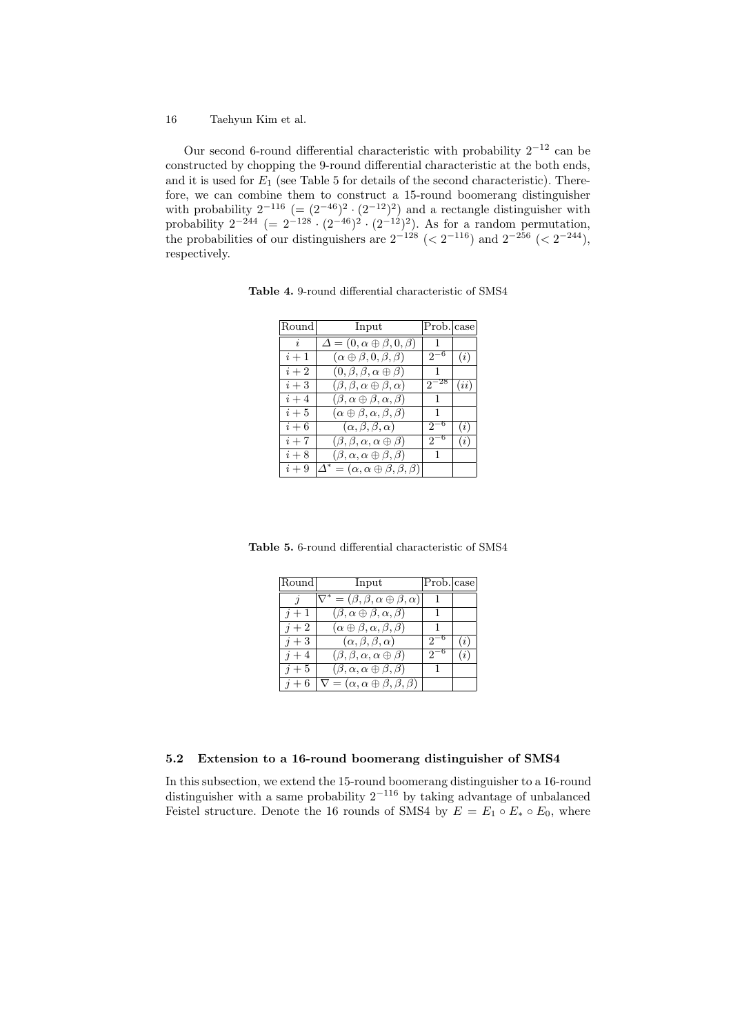Our second 6-round differential characteristic with probability $2^{-12}$ can be constructed by chopping the 9-round differential characteristic at the both ends, and it is used for $E_1$ (see Table 5 for details of the second characteristic). Therefore, we can combine them to construct a 15-round boomerang distinguisher with probability $2^{-116}$ $(= (2^{-46})^2 \cdot (2^{-12})^2)$ and a rectangle distinguisher with probability $2^{-244}$ $(= 2^{-128} \cdot (2^{-46})^2 \cdot (2^{-12})^2)$. As for a random permutation, the probabilities of our distinguishers are $2^{-128}$ $(< 2^{-116})$ and $2^{-256}$ $(< 2^{-244})$, respectively.

**Table 4.** 9-round differential characteristic of SMS4

| Round | Input | Prob. | case |
|---|---|---|---|
| $i$ | $\Delta = (0, \alpha \oplus \beta, 0, \beta)$ | 1 | |
| $i+1$ | $(\alpha \oplus \beta, 0, \beta, \beta)$ | $2^{-6}$ | $(i)$ |
| $i+2$ | $(0, \beta, \beta, \alpha \oplus \beta)$ | 1 | |
| $i+3$ | $(\beta, \beta, \alpha \oplus \beta, \alpha)$ | $2^{-28}$ | $(ii)$ |
| $i+4$ | $(\beta, \alpha \oplus \beta, \alpha, \beta)$ | 1 | |
| $i+5$ | $(\alpha \oplus \beta, \alpha, \beta, \beta)$ | 1 | |
| $i+6$ | $(\alpha, \beta, \beta, \alpha)$ | $2^{-6}$ | $(i)$ |
| $i+7$ | $(\beta, \beta, \alpha, \alpha \oplus \beta)$ | $2^{-6}$ | $(i)$ |
| $i+8$ | $(\beta, \alpha, \alpha \oplus \beta, \beta)$ | 1 | |
| $i+9$ | $\Delta^* = (\alpha, \alpha \oplus \beta, \beta, \beta)$ | | |

**Table 5.** 6-round differential characteristic of SMS4

| Round | Input | Prob. | case |
|---|---|---|---|
| $j$ | $\nabla^* = (\beta, \beta, \alpha \oplus \beta, \alpha)$ | 1 | |
| $j+1$ | $(\beta, \alpha \oplus \beta, \alpha, \beta)$ | 1 | |
| $j+2$ | $(\alpha \oplus \beta, \alpha, \beta, \beta)$ | 1 | |
| $j+3$ | $(\alpha, \beta, \beta, \alpha)$ | $2^{-6}$ | $(i)$ |
| $j+4$ | $(\beta, \beta, \alpha, \alpha \oplus \beta)$ | $2^{-6}$ | $(i)$ |
| $j+5$ | $(\beta, \alpha, \alpha \oplus \beta, \beta)$ | 1 | |
| $j+6$ | $\nabla = (\alpha, \alpha \oplus \beta, \beta, \beta)$ | | |

### 5.2 Extension to a 16-round boomerang distinguisher of SMS4

In this subsection, we extend the 15-round boomerang distinguisher to a 16-round distinguisher with a same probability $2^{-116}$ by taking advantage of unbalanced Feistel structure. Denote the 16 rounds of SMS4 by $E = E_1 \circ E_* \circ E_0$, where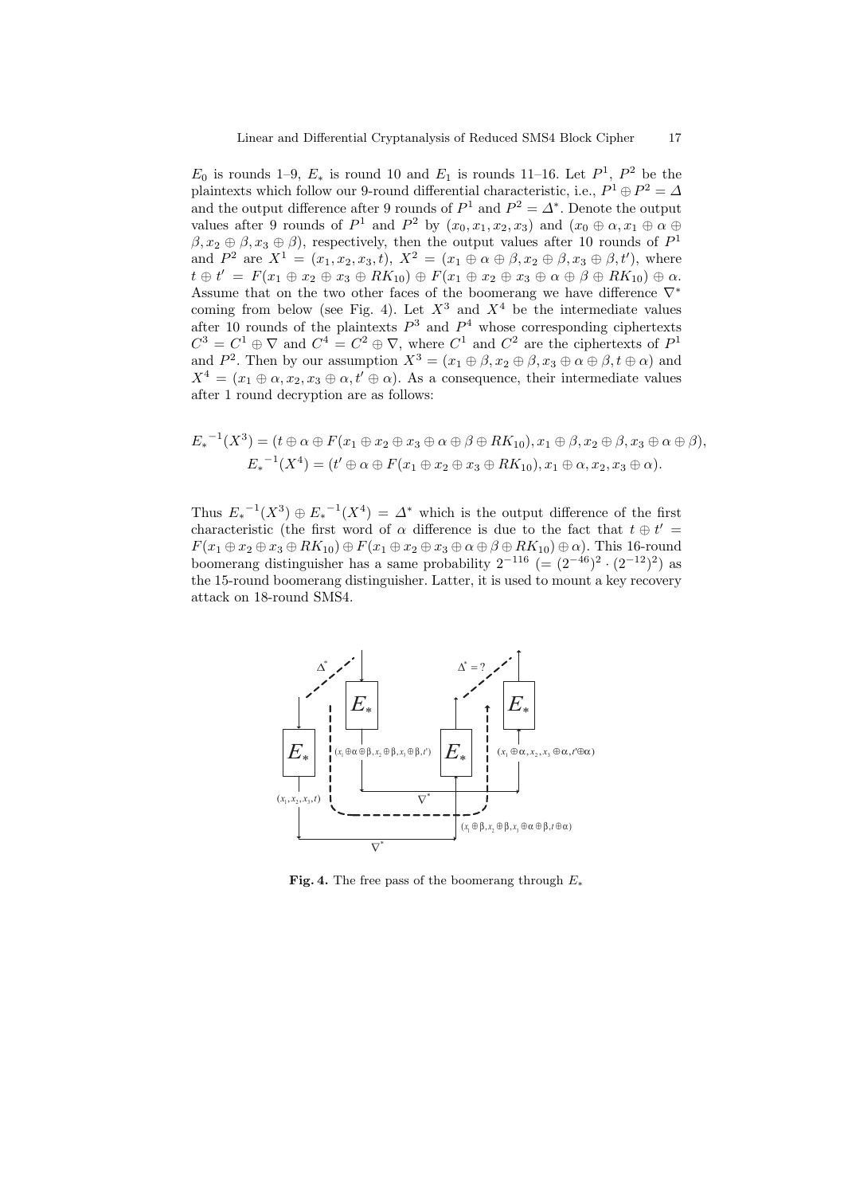$E_0$ is rounds 1–9, $E_*$ is round 10 and $E_1$ is rounds 11–16. Let $P^1$, $P^2$ be the plaintexts which follow our 9-round differential characteristic, i.e., $P^1 \oplus P^2 = \Delta$ and the output difference after 9 rounds of $P^1$ and $P^2 = \Delta^*$. Denote the output values after 9 rounds of $P^1$ and $P^2$ by $(x_0, x_1, x_2, x_3)$ and $(x_0 \oplus \alpha, x_1 \oplus \alpha \oplus \beta, x_2 \oplus \beta, x_3 \oplus \beta)$, respectively, then the output values after 10 rounds of $P^1$ and $P^2$ are $X^1 = (x_1, x_2, x_3, t)$, $X^2 = (x_1 \oplus \alpha \oplus \beta, x_2 \oplus \beta, x_3 \oplus \beta, t')$, where $t \oplus t' = F(x_1 \oplus x_2 \oplus x_3 \oplus RK_{10}) \oplus F(x_1 \oplus x_2 \oplus x_3 \oplus \alpha \oplus \beta \oplus RK_{10}) \oplus \alpha$. Assume that on the two other faces of the boomerang we have difference $\nabla^*$ coming from below (see Fig. 4). Let $X^3$ and $X^4$ be the intermediate values after 10 rounds of the plaintexts $P^3$ and $P^4$ whose corresponding ciphertexts $C^3 = C^1 \oplus \nabla$ and $C^4 = C^2 \oplus \nabla$, where $C^1$ and $C^2$ are the ciphertexts of $P^1$ and $P^2$. Then by our assumption $X^3 = (x_1 \oplus \beta, x_2 \oplus \beta, x_3 \oplus \alpha \oplus \beta, t \oplus \alpha)$ and $X^4 = (x_1 \oplus \alpha, x_2, x_3 \oplus \alpha, t' \oplus \alpha)$. As a consequence, their intermediate values after 1 round decryption are as follows:

$$E_*^{-1}(X^3) = (t \oplus \alpha \oplus F(x_1 \oplus x_2 \oplus x_3 \oplus \alpha \oplus \beta \oplus RK_{10}), x_1 \oplus \beta, x_2 \oplus \beta, x_3 \oplus \alpha \oplus \beta),$$
$$E_*^{-1}(X^4) = (t' \oplus \alpha \oplus F(x_1 \oplus x_2 \oplus x_3 \oplus RK_{10}), x_1 \oplus \alpha, x_2, x_3 \oplus \alpha).$$

Thus $E_*^{-1}(X^3) \oplus E_*^{-1}(X^4) = \Delta^*$ which is the output difference of the first characteristic (the first word of $\alpha$ difference is due to the fact that $t \oplus t' = F(x_1 \oplus x_2 \oplus x_3 \oplus RK_{10}) \oplus F(x_1 \oplus x_2 \oplus x_3 \oplus \alpha \oplus \beta \oplus RK_{10}) \oplus \alpha$). This 16-round boomerang distinguisher has a same probability $2^{-116}$ $(= (2^{-46})^2 \cdot (2^{-12})^2)$ as the 15-round boomerang distinguisher. Latter, it is used to mount a key recovery attack on 18-round SMS4.

**Fig. 4.** The free pass of the boomerang through $E_*$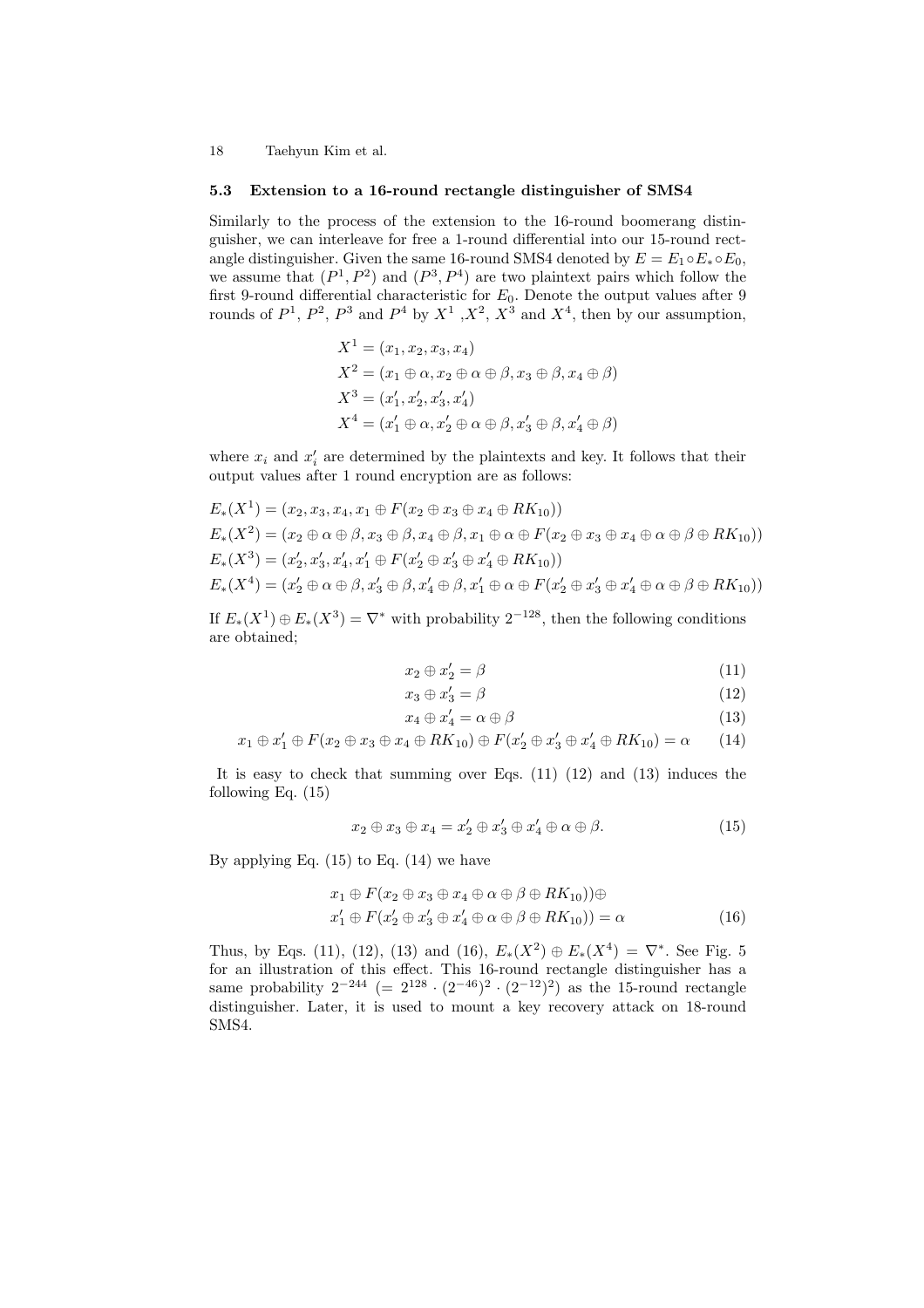### 5.3 Extension to a 16-round rectangle distinguisher of SMS4

Similarly to the process of the extension to the 16-round boomerang distinguisher, we can interleave for free a 1-round differential into our 15-round rectangle distinguisher. Given the same 16-round SMS4 denoted by $E = E_1 \circ E_* \circ E_0$, we assume that $(P^1, P^2)$ and $(P^3, P^4)$ are two plaintext pairs which follow the first 9-round differential characteristic for $E_0$. Denote the output values after 9 rounds of $P^1$, $P^2$, $P^3$ and $P^4$ by $X^1$, $X^2$, $X^3$ and $X^4$, then by our assumption,

$$
\begin{aligned}
X^1 &= (x_1, x_2, x_3, x_4) \\
X^2 &= (x_1 \oplus \alpha, x_2 \oplus \alpha \oplus \beta, x_3 \oplus \beta, x_4 \oplus \beta) \\
X^3 &= (x'_1, x'_2, x'_3, x'_4) \\
X^4 &= (x'_1 \oplus \alpha, x'_2 \oplus \alpha \oplus \beta, x'_3 \oplus \beta, x'_4 \oplus \beta)
\end{aligned}
$$

where $x_i$ and $x'_i$ are determined by the plaintexts and key. It follows that their output values after 1 round encryption are as follows:

$$
\begin{aligned}
&E_*(X^1) = (x_2, x_3, x_4, x_1 \oplus F(x_2 \oplus x_3 \oplus x_4 \oplus RK_{10})) \\
&E_*(X^2) = (x_2 \oplus \alpha \oplus \beta, x_3 \oplus \beta, x_4 \oplus \beta, x_1 \oplus \alpha \oplus F(x_2 \oplus x_3 \oplus x_4 \oplus \alpha \oplus \beta \oplus RK_{10})) \\
&E_*(X^3) = (x'_2, x'_3, x'_4, x'_1 \oplus F(x'_2 \oplus x'_3 \oplus x'_4 \oplus RK_{10})) \\
&E_*(X^4) = (x'_2 \oplus \alpha \oplus \beta, x'_3 \oplus \beta, x'_4 \oplus \beta, x'_1 \oplus \alpha \oplus F(x'_2 \oplus x'_3 \oplus x'_4 \oplus \alpha \oplus \beta \oplus RK_{10}))
\end{aligned}
$$

If $E_*(X^1) \oplus E_*(X^3) = \nabla^*$ with probability $2^{-128}$, then the following conditions are obtained;

$$
x_2 \oplus x'_2 = \beta \tag{11}
$$

$$
x_3 \oplus x'_3 = \beta \tag{12}
$$

$$
x_4 \oplus x'_4 = \alpha \oplus \beta \tag{13}
$$

$$
x_1 \oplus x'_1 \oplus F(x_2 \oplus x_3 \oplus x_4 \oplus RK_{10}) \oplus F(x'_2 \oplus x'_3 \oplus x'_4 \oplus RK_{10}) = \alpha \tag{14}
$$

It is easy to check that summing over Eqs. (11) (12) and (13) induces the following Eq. (15)

$$
x_2 \oplus x_3 \oplus x_4 = x'_2 \oplus x'_3 \oplus x'_4 \oplus \alpha \oplus \beta. \tag{15}
$$

By applying Eq. (15) to Eq. (14) we have

$$
\begin{aligned}
&x_1 \oplus F(x_2 \oplus x_3 \oplus x_4 \oplus \alpha \oplus \beta \oplus RK_{10})) \oplus \\
&x'_1 \oplus F(x'_2 \oplus x'_3 \oplus x'_4 \oplus \alpha \oplus \beta \oplus RK_{10})) = \alpha
\end{aligned} \tag{16}
$$

Thus, by Eqs. (11), (12), (13) and (16), $E_*(X^2) \oplus E_*(X^4) = \nabla^*$. See Fig. 5 for an illustration of this effect. This 16-round rectangle distinguisher has a same probability $2^{-244}$ $(= 2^{128} \cdot (2^{-46})^2 \cdot (2^{-12})^2)$ as the 15-round rectangle distinguisher. Later, it is used to mount a key recovery attack on 18-round SMS4.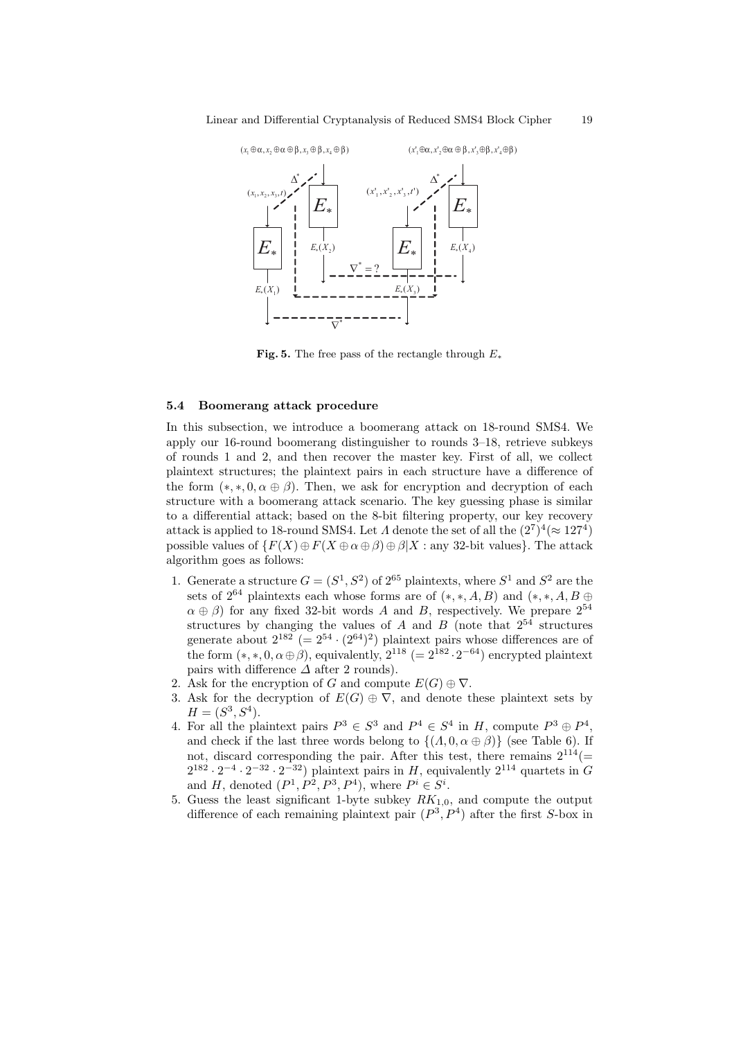**Fig. 5.** The free pass of the rectangle through $E_*$

### 5.4 Boomerang attack procedure

In this subsection, we introduce a boomerang attack on 18-round SMS4. We apply our 16-round boomerang distinguisher to rounds 3–18, retrieve subkeys of rounds 1 and 2, and then recover the master key. First of all, we collect plaintext structures; the plaintext pairs in each structure have a difference of the form $(*, *, 0, \alpha \oplus \beta)$. Then, we ask for encryption and decryption of each structure with a boomerang attack scenario. The key guessing phase is similar to a differential attack; based on the 8-bit filtering property, our key recovery attack is applied to 18-round SMS4. Let $\Lambda$ denote the set of all the $(2^7)^4 (\approx 127^4)$ possible values of $\{F(X) \oplus F(X \oplus \alpha \oplus \beta) \oplus \beta | X : \text{any 32-bit values}\}$. The attack algorithm goes as follows:

1. Generate a structure $G = (S^1, S^2)$ of $2^{65}$ plaintexts, where $S^1$ and $S^2$ are the sets of $2^{64}$ plaintexts each whose forms are of $(*, *, A, B)$ and $(*, *, A, B \oplus \alpha \oplus \beta)$ for any fixed 32-bit words $A$ and $B$, respectively. We prepare $2^{54}$ structures by changing the values of $A$ and $B$ (note that $2^{54}$ structures generate about $2^{182}$ $(= 2^{54} \cdot (2^{64})^2)$ plaintext pairs whose differences are of the form $(*, *, 0, \alpha \oplus \beta)$, equivalently, $2^{118}$ $(= 2^{182} \cdot 2^{-64})$ encrypted plaintext pairs with difference $\Delta$ after 2 rounds).
2. Ask for the encryption of $G$ and compute $E(G) \oplus \nabla$.
3. Ask for the decryption of $E(G) \oplus \nabla$, and denote these plaintext sets by $H = (S^3, S^4)$.
4. For all the plaintext pairs $P^3 \in S^3$ and $P^4 \in S^4$ in $H$, compute $P^3 \oplus P^4$, and check if the last three words belong to $\{(\Lambda, 0, \alpha \oplus \beta)\}$ (see Table 6). If not, discard corresponding the pair. After this test, there remains $2^{114}(= 2^{182} \cdot 2^{-4} \cdot 2^{-32} \cdot 2^{-32})$ plaintext pairs in $H$, equivalently $2^{114}$ quartets in $G$ and $H$, denoted $(P^1, P^2, P^3, P^4)$, where $P^i \in S^i$.
5. Guess the least significant 1-byte subkey $RK_{1,0}$, and compute the output difference of each remaining plaintext pair $(P^3, P^4)$ after the first $S$-box in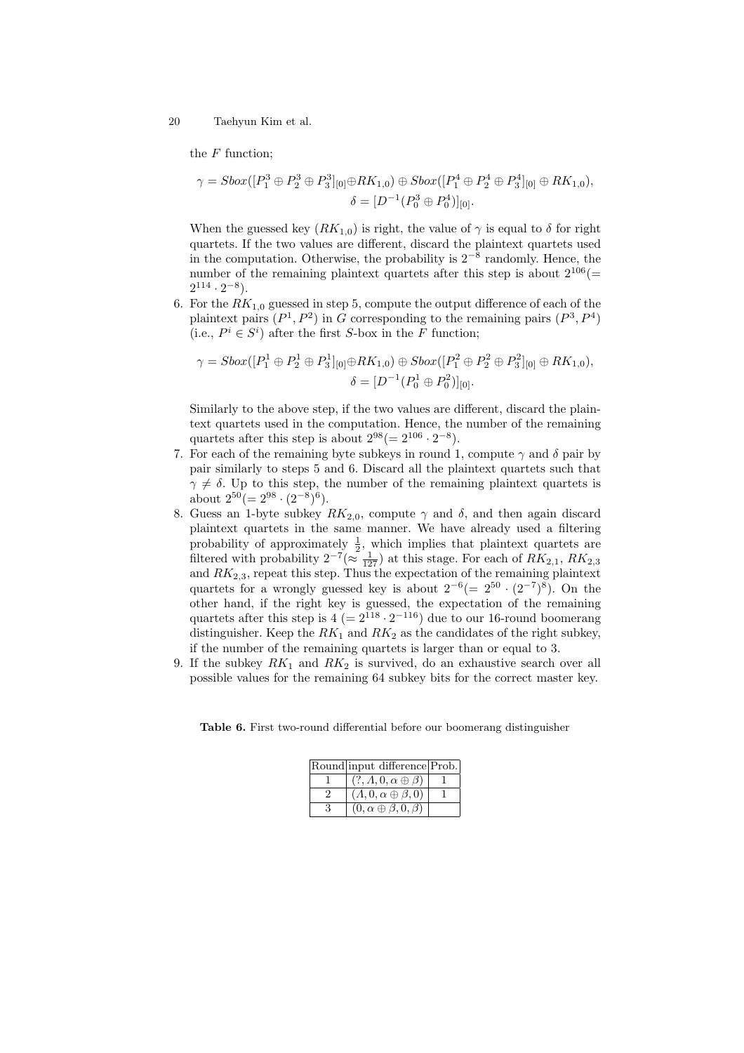the $F$ function;

$$\gamma = Sbox([P_1^3 \oplus P_2^3 \oplus P_3^3]_{[0]} \oplus RK_{1,0}) \oplus Sbox([P_1^4 \oplus P_2^4 \oplus P_3^4]_{[0]} \oplus RK_{1,0}),$$
$$\delta = [D^{-1}(P_0^3 \oplus P_0^4)]_{[0]}.$$

When the guessed key ($RK_{1,0}$) is right, the value of $\gamma$ is equal to $\delta$ for right quartets. If the two values are different, discard the plaintext quartets used in the computation. Otherwise, the probability is $2^{-8}$ randomly. Hence, the number of the remaining plaintext quartets after this step is about $2^{106}(= 2^{114} \cdot 2^{-8})$.

6. For the $RK_{1,0}$ guessed in step 5, compute the output difference of each of the plaintext pairs $(P^1, P^2)$ in $G$ corresponding to the remaining pairs $(P^3, P^4)$ (i.e., $P^i \in S^i$) after the first $S$-box in the $F$ function;

$$\gamma = Sbox([P_1^1 \oplus P_2^1 \oplus P_3^1]_{[0]} \oplus RK_{1,0}) \oplus Sbox([P_1^2 \oplus P_2^2 \oplus P_3^2]_{[0]} \oplus RK_{1,0}),$$
$$\delta = [D^{-1}(P_0^1 \oplus P_0^2)]_{[0]}.$$

Similarly to the above step, if the two values are different, discard the plaintext quartets used in the computation. Hence, the number of the remaining quartets after this step is about $2^{98}(= 2^{106} \cdot 2^{-8})$.

7. For each of the remaining byte subkeys in round 1, compute $\gamma$ and $\delta$ pair by pair similarly to steps 5 and 6. Discard all the plaintext quartets such that $\gamma \neq \delta$. Up to this step, the number of the remaining plaintext quartets is about $2^{50}(= 2^{98} \cdot (2^{-8})^6)$.
8. Guess an 1-byte subkey $RK_{2,0}$, compute $\gamma$ and $\delta$, and then again discard plaintext quartets in the same manner. We have already used a filtering probability of approximately $\frac{1}{2}$, which implies that plaintext quartets are filtered with probability $2^{-7}(\approx \frac{1}{127})$ at this stage. For each of $RK_{2,1}$, $RK_{2,3}$ and $RK_{2,3}$, repeat this step. Thus the expectation of the remaining plaintext quartets for a wrongly guessed key is about $2^{-6}(= 2^{50} \cdot (2^{-7})^8)$. On the other hand, if the right key is guessed, the expectation of the remaining quartets after this step is $4$ $(= 2^{118} \cdot 2^{-116})$ due to our 16-round boomerang distinguisher. Keep the $RK_1$ and $RK_2$ as the candidates of the right subkey, if the number of the remaining quartets is larger than or equal to 3.
9. If the subkey $RK_1$ and $RK_2$ is survived, do an exhaustive search over all possible values for the remaining 64 subkey bits for the correct master key.

**Table 6.** First two-round differential before our boomerang distinguisher

| Round | input difference | Prob. |
|---|---|---|
| 1 | $(?, \Lambda, 0, \alpha \oplus \beta)$ | 1 |
| 2 | $(\Lambda, 0, \alpha \oplus \beta, 0)$ | 1 |
| 3 | $(0, \alpha \oplus \beta, 0, \beta)$ | |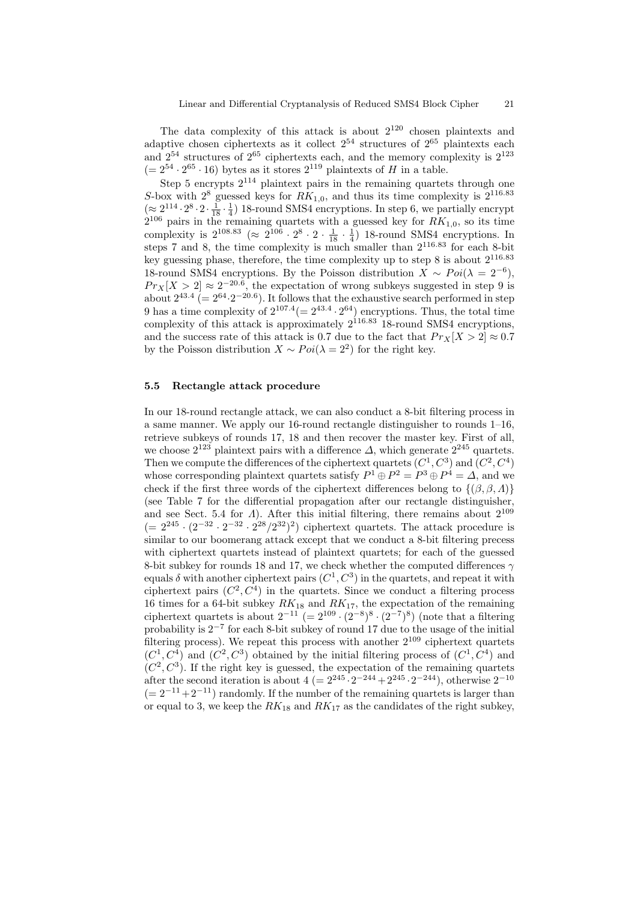The data complexity of this attack is about $2^{120}$ chosen plaintexts and adaptive chosen ciphertexts as it collect $2^{54}$ structures of $2^{65}$ plaintexts each and $2^{54}$ structures of $2^{65}$ ciphertexts each, and the memory complexity is $2^{123}$ $(= 2^{54} \cdot 2^{65} \cdot 16)$ bytes as it stores $2^{119}$ plaintexts of $H$ in a table.

Step 5 encrypts $2^{114}$ plaintext pairs in the remaining quartets through one $S$-box with $2^8$ guessed keys for $RK_{1,0}$, and thus its time complexity is $2^{116.83}$ $(\approx 2^{114} \cdot 2^8 \cdot 2 \cdot \frac{1}{18} \cdot \frac{1}{4})$ 18-round SMS4 encryptions. In step 6, we partially encrypt $2^{106}$ pairs in the remaining quartets with a guessed key for $RK_{1,0}$, so its time complexity is $2^{108.83}$ $(\approx 2^{106} \cdot 2^8 \cdot 2 \cdot \frac{1}{18} \cdot \frac{1}{4})$ 18-round SMS4 encryptions. In steps 7 and 8, the time complexity is much smaller than $2^{116.83}$ for each 8-bit key guessing phase, therefore, the time complexity up to step 8 is about $2^{116.83}$ 18-round SMS4 encryptions. By the Poisson distribution $X \sim Poi(\lambda = 2^{-6})$, $Pr_X[X > 2] \approx 2^{-20.6}$, the expectation of wrong subkeys suggested in step 9 is about $2^{43.4}$ $(= 2^{64} \cdot 2^{-20.6})$. It follows that the exhaustive search performed in step 9 has a time complexity of $2^{107.4} (= 2^{43.4} \cdot 2^{64})$ encryptions. Thus, the total time complexity of this attack is approximately $2^{116.83}$ 18-round SMS4 encryptions, and the success rate of this attack is 0.7 due to the fact that $Pr_X[X > 2] \approx 0.7$ by the Poisson distribution $X \sim Poi(\lambda = 2^2)$ for the right key.

### 5.5 Rectangle attack procedure

In our 18-round rectangle attack, we can also conduct a 8-bit filtering process in a same manner. We apply our 16-round rectangle distinguisher to rounds 1–16, retrieve subkeys of rounds 17, 18 and then recover the master key. First of all, we choose $2^{123}$ plaintext pairs with a difference $\Delta$, which generate $2^{245}$ quartets. Then we compute the differences of the ciphertext quartets $(C^1, C^3)$ and $(C^2, C^4)$ whose corresponding plaintext quartets satisfy $P^1 \oplus P^2 = P^3 \oplus P^4 = \Delta$, and we check if the first three words of the ciphertext differences belong to $\{(\beta, \beta, \Lambda)\}$ (see Table 7 for the differential propagation after our rectangle distinguisher, and see Sect. 5.4 for $\Lambda$). After this initial filtering, there remains about $2^{109}$ $(= 2^{245} \cdot (2^{-32} \cdot 2^{-32} \cdot 2^{28}/2^{32})^2)$ ciphertext quartets. The attack procedure is similar to our boomerang attack except that we conduct a 8-bit filtering precess with ciphertext quartets instead of plaintext quartets; for each of the guessed 8-bit subkey for rounds 18 and 17, we check whether the computed differences $\gamma$ equals $\delta$ with another ciphertext pairs $(C^1, C^3)$ in the quartets, and repeat it with ciphertext pairs $(C^2, C^4)$ in the quartets. Since we conduct a filtering process 16 times for a 64-bit subkey $RK_{18}$ and $RK_{17}$, the expectation of the remaining ciphertext quartets is about $2^{-11}$ $(= 2^{109} \cdot (2^{-8})^8 \cdot (2^{-7})^8)$ (note that a filtering probability is $2^{-7}$ for each 8-bit subkey of round 17 due to the usage of the initial filtering process). We repeat this process with another $2^{109}$ ciphertext quartets $(C^1, C^4)$ and $(C^2, C^3)$ obtained by the initial filtering process of $(C^1, C^4)$ and $(C^2, C^3)$. If the right key is guessed, the expectation of the remaining quartets after the second iteration is about 4 $(= 2^{245} \cdot 2^{-244} + 2^{245} \cdot 2^{-244})$, otherwise $2^{-10}$ $(= 2^{-11} + 2^{-11})$ randomly. If the number of the remaining quartets is larger than or equal to 3, we keep the $RK_{18}$ and $RK_{17}$ as the candidates of the right subkey,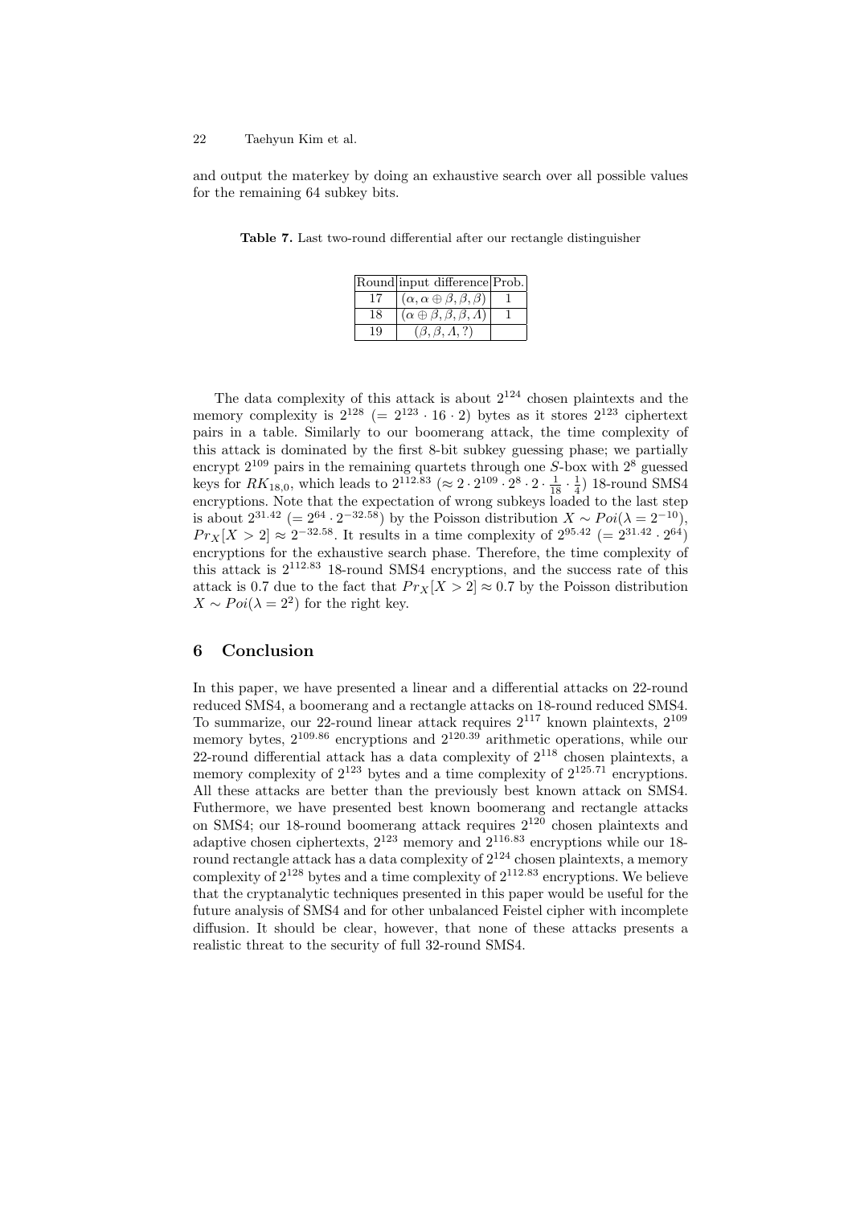and output the materkey by doing an exhaustive search over all possible values for the remaining 64 subkey bits.

**Table 7.** Last two-round differential after our rectangle distinguisher

| Round | input difference | Prob. |
|---|---|---|
| 17 | $(\alpha, \alpha \oplus \beta, \beta, \beta)$ | 1 |
| 18 | $(\alpha \oplus \beta, \beta, \beta, \Lambda)$ | 1 |
| 19 | $(\beta, \beta, \Lambda, ?)$ | |

The data complexity of this attack is about $2^{124}$ chosen plaintexts and the memory complexity is $2^{128}$ ($= 2^{123} \cdot 16 \cdot 2$) bytes as it stores $2^{123}$ ciphertext pairs in a table. Similarly to our boomerang attack, the time complexity of this attack is dominated by the first 8-bit subkey guessing phase; we partially encrypt $2^{109}$ pairs in the remaining quartets through one $S$-box with $2^8$ guessed keys for $RK_{18,0}$, which leads to $2^{112.83}$ ($\approx 2 \cdot 2^{109} \cdot 2^8 \cdot 2 \cdot \frac{1}{18} \cdot \frac{1}{4}$) 18-round SMS4 encryptions. Note that the expectation of wrong subkeys loaded to the last step is about $2^{31.42}$ ($= 2^{64} \cdot 2^{-32.58}$) by the Poisson distribution $X \sim Poi(\lambda = 2^{-10})$, $Pr_X[X > 2] \approx 2^{-32.58}$. It results in a time complexity of $2^{95.42}$ ($= 2^{31.42} \cdot 2^{64}$) encryptions for the exhaustive search phase. Therefore, the time complexity of this attack is $2^{112.83}$ 18-round SMS4 encryptions, and the success rate of this attack is 0.7 due to the fact that $Pr_X[X > 2] \approx 0.7$ by the Poisson distribution $X \sim Poi(\lambda = 2^2)$ for the right key.

## 6 Conclusion

In this paper, we have presented a linear and a differential attacks on 22-round reduced SMS4, a boomerang and a rectangle attacks on 18-round reduced SMS4. To summarize, our 22-round linear attack requires $2^{117}$ known plaintexts, $2^{109}$ memory bytes, $2^{109.86}$ encryptions and $2^{120.39}$ arithmetic operations, while our 22-round differential attack has a data complexity of $2^{118}$ chosen plaintexts, a memory complexity of $2^{123}$ bytes and a time complexity of $2^{125.71}$ encryptions. All these attacks are better than the previously best known attack on SMS4. Futhermore, we have presented best known boomerang and rectangle attacks on SMS4; our 18-round boomerang attack requires $2^{120}$ chosen plaintexts and adaptive chosen ciphertexts, $2^{123}$ memory and $2^{116.83}$ encryptions while our 18-round rectangle attack has a data complexity of $2^{124}$ chosen plaintexts, a memory complexity of $2^{128}$ bytes and a time complexity of $2^{112.83}$ encryptions. We believe that the cryptanalytic techniques presented in this paper would be useful for the future analysis of SMS4 and for other unbalanced Feistel cipher with incomplete diffusion. It should be clear, however, that none of these attacks presents a realistic threat to the security of full 32-round SMS4.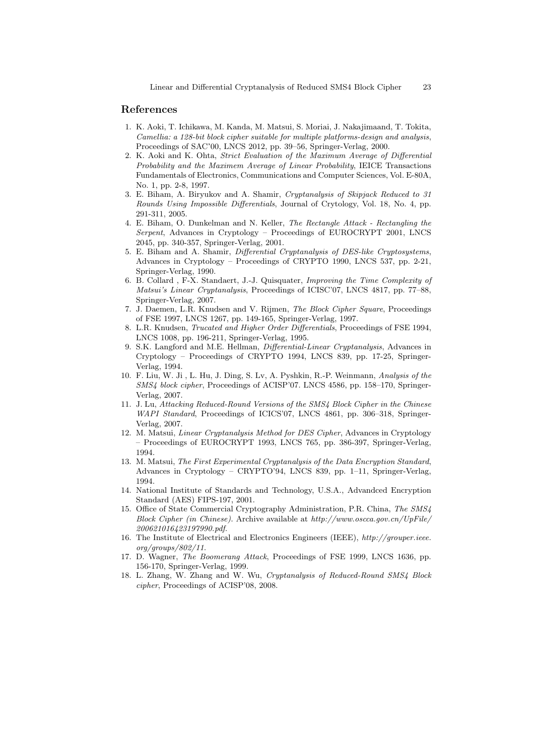## References

1. K. Aoki, T. Ichikawa, M. Kanda, M. Matsui, S. Moriai, J. Nakajimaand, T. Tokita, *Camellia: a 128-bit block cipher suitable for multiple platforms-design and analysis*, Proceedings of SAC'00, LNCS 2012, pp. 39–56, Springer-Verlag, 2000.
2. K. Aoki and K. Ohta, *Strict Evaluation of the Maximum Average of Differential Probability and the Maximem Average of Linear Probability*, IEICE Transactions Fundamentals of Electronics, Communications and Computer Sciences, Vol. E-80A, No. 1, pp. 2-8, 1997.
3. E. Biham, A. Biryukov and A. Shamir, *Cryptanalysis of Skipjack Reduced to 31 Rounds Using Impossible Differentials*, Journal of Crytology, Vol. 18, No. 4, pp. 291-311, 2005.
4. E. Biham, O. Dunkelman and N. Keller, *The Rectangle Attack - Rectangling the Serpent*, Advances in Cryptology – Proceedings of EUROCRYPT 2001, LNCS 2045, pp. 340-357, Springer-Verlag, 2001.
5. E. Biham and A. Shamir, *Differential Cryptanalysis of DES-like Cryptosystems*, Advances in Cryptology – Proceedings of CRYPTO 1990, LNCS 537, pp. 2-21, Springer-Verlag, 1990.
6. B. Collard , F-X. Standaert, J.-J. Quisquater, *Improving the Time Complexity of Matsui's Linear Cryptanalysis*, Proceedings of ICISC'07, LNCS 4817, pp. 77–88, Springer-Verlag, 2007.
7. J. Daemen, L.R. Knudsen and V. Rijmen, *The Block Cipher Square*, Proceedings of FSE 1997, LNCS 1267, pp. 149-165, Springer-Verlag, 1997.
8. L.R. Knudsen, *Trucated and Higher Order Differentials*, Proceedings of FSE 1994, LNCS 1008, pp. 196-211, Springer-Verlag, 1995.
9. S.K. Langford and M.E. Hellman, *Differential-Linear Cryptanalysis*, Advances in Cryptology – Proceedings of CRYPTO 1994, LNCS 839, pp. 17-25, Springer-Verlag, 1994.
10. F. Liu, W. Ji , L. Hu, J. Ding, S. Lv, A. Pyshkin, R.-P. Weinmann, *Analysis of the SMS4 block cipher*, Proceedings of ACISP'07. LNCS 4586, pp. 158–170, Springer-Verlag, 2007.
11. J. Lu, *Attacking Reduced-Round Versions of the SMS4 Block Cipher in the Chinese WAPI Standard*, Proceedings of ICICS'07, LNCS 4861, pp. 306–318, Springer-Verlag, 2007.
12. M. Matsui, *Linear Cryptanalysis Method for DES Cipher*, Advances in Cryptology – Proceedings of EUROCRYPT 1993, LNCS 765, pp. 386-397, Springer-Verlag, 1994.
13. M. Matsui, *The First Experimental Cryptanalysis of the Data Encryption Standard*, Advances in Cryptology – CRYPTO'94, LNCS 839, pp. 1–11, Springer-Verlag, 1994.
14. National Institute of Standards and Technology, U.S.A., Advandced Encryption Standard (AES) FIPS-197, 2001.
15. Office of State Commercial Cryptography Administration, P.R. China, *The SMS4 Block Cipher (in Chinese)*. Archive available at *http://www.oscca.gov.cn/UpFile/200621016423197990.pdf*.
16. The Institute of Electrical and Electronics Engineers (IEEE), *http://grouper.ieee.org/groups/802/11*.
17. D. Wagner, *The Boomerang Attack*, Proceedings of FSE 1999, LNCS 1636, pp. 156-170, Springer-Verlag, 1999.
18. L. Zhang, W. Zhang and W. Wu, *Cryptanalysis of Reduced-Round SMS4 Block cipher*, Proceedings of ACISP'08, 2008.